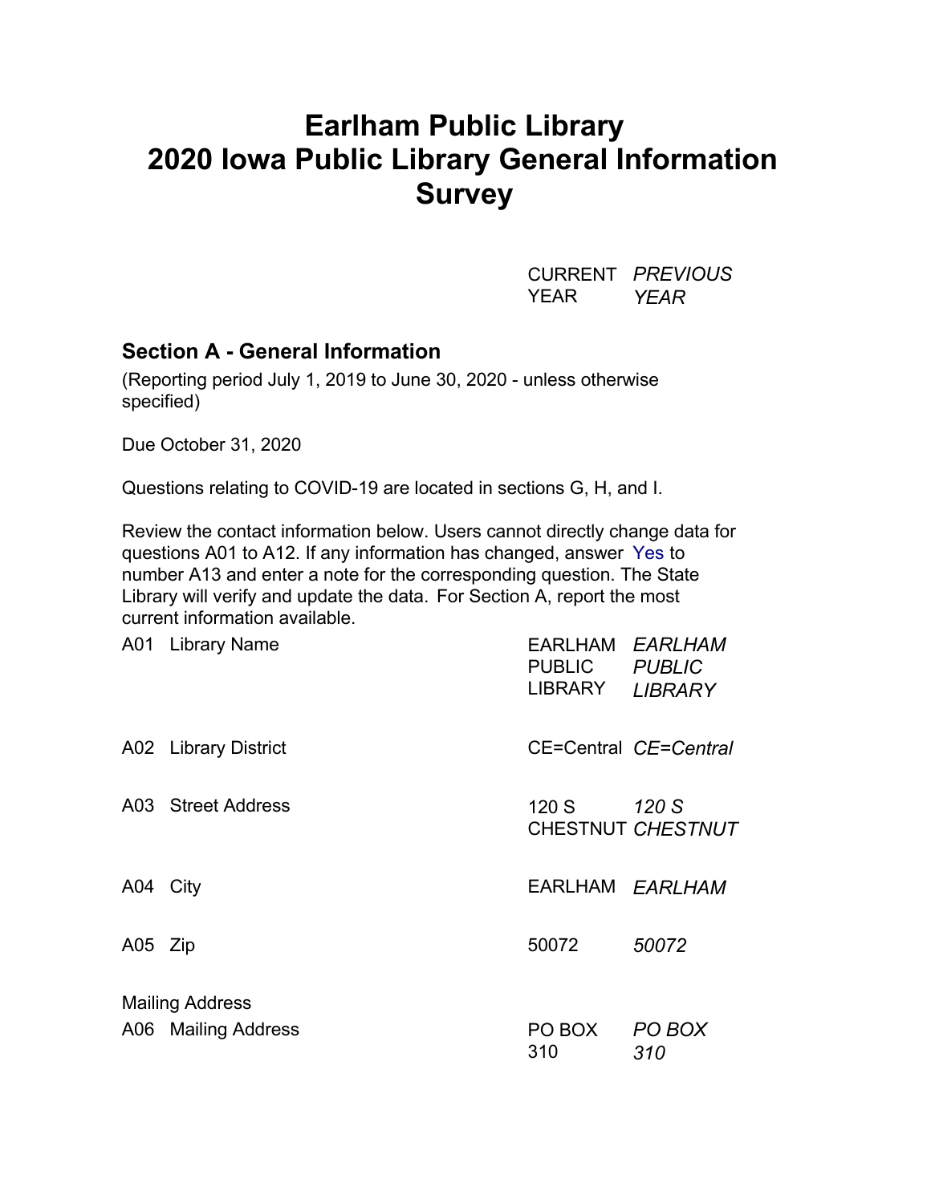# Earlham Public Library
# 2020 Iowa Public Library General Information Survey

| | CURRENT YEAR | *PREVIOUS YEAR* |
|---|---|---|

## Section A - General Information

(Reporting period July 1, 2019 to June 30, 2020 - unless otherwise specified)

Due October 31, 2020

Questions relating to COVID-19 are located in sections G, H, and I.

Review the contact information below. Users cannot directly change data for questions A01 to A12. If any information has changed, answer Yes to number A13 and enter a note for the corresponding question. The State Library will verify and update the data. For Section A, report the most current information available.

| | | CURRENT YEAR | *PREVIOUS YEAR* |
|---|---|---|---|
| A01 | Library Name | EARLHAM PUBLIC LIBRARY | *EARLHAM PUBLIC LIBRARY* |
| A02 | Library District | CE=Central | *CE=Central* |
| A03 | Street Address | 120 S CHESTNUT | *120 S CHESTNUT* |
| A04 | City | EARLHAM | *EARLHAM* |
| A05 | Zip | 50072 | *50072* |
| Mailing Address | | | |
| A06 | Mailing Address | PO BOX 310 | *PO BOX 310* |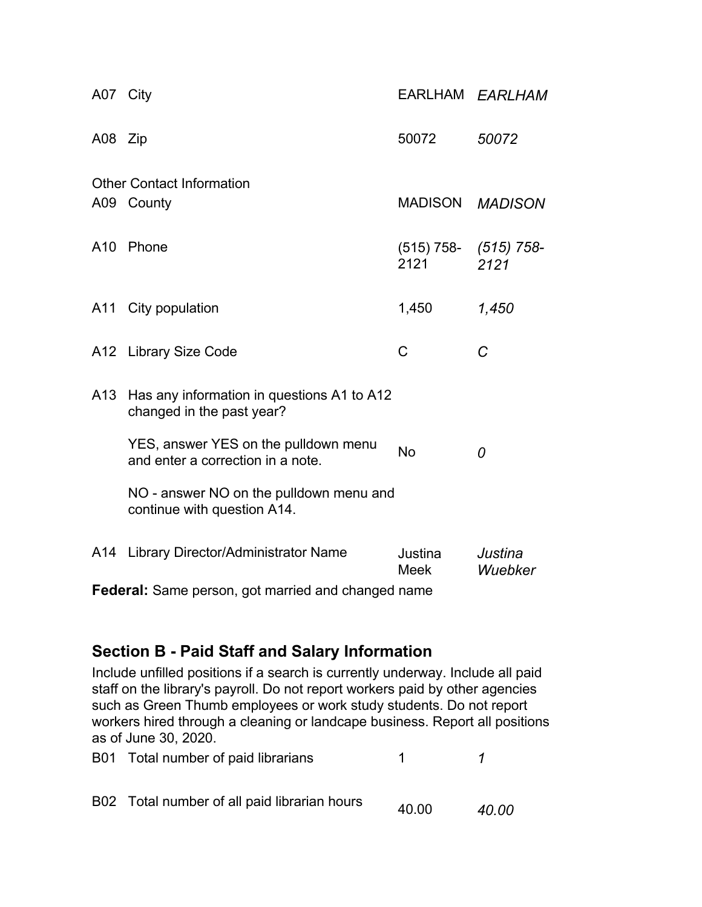| | | | |
|---|---|---|---|
| A07 | City | EARLHAM | *EARLHAM* |
| A08 | Zip | 50072 | *50072* |

Other Contact Information

| | | | |
|---|---|---|---|
| A09 | County | MADISON | *MADISON* |
| A10 | Phone | (515) 758-2121 | *(515) 758-2121* |
| A11 | City population | 1,450 | *1,450* |
| A12 | Library Size Code | C | *C* |
| A13 | Has any information in questions A1 to A12 changed in the past year?<br><br>YES, answer YES on the pulldown menu and enter a correction in a note.<br><br>NO - answer NO on the pulldown menu and continue with question A14. | No | *0* |
| A14 | Library Director/Administrator Name | Justina Meek | *Justina Wuebker* |

**Federal:** Same person, got married and changed name

## Section B - Paid Staff and Salary Information

Include unfilled positions if a search is currently underway. Include all paid staff on the library's payroll. Do not report workers paid by other agencies such as Green Thumb employees or work study students. Do not report workers hired through a cleaning or landcape business. Report all positions as of June 30, 2020.

| | | | |
|---|---|---|---|
| B01 | Total number of paid librarians | 1 | *1* |
| B02 | Total number of all paid librarian hours | 40.00 | *40.00* |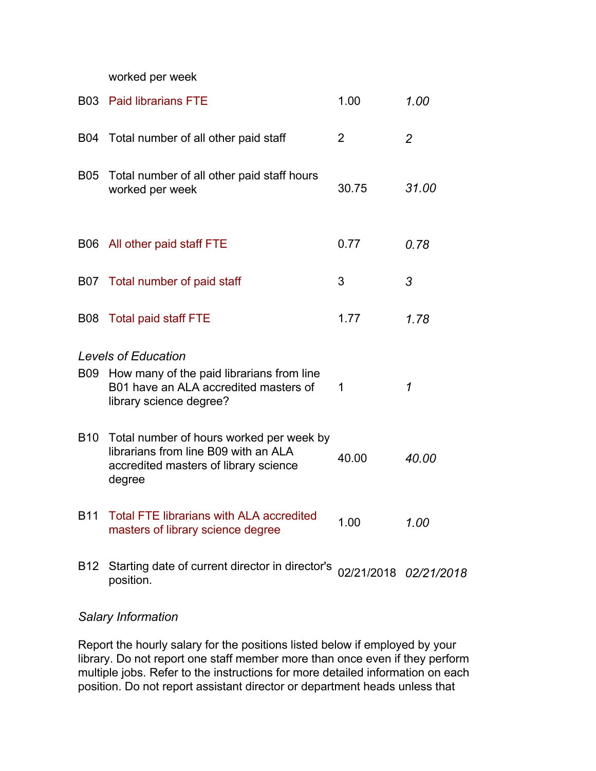| | worked per week | | |
|---|---|---|---|
| B03 | Paid librarians FTE | 1.00 | *1.00* |
| B04 | Total number of all other paid staff | 2 | *2* |
| B05 | Total number of all other paid staff hours worked per week | 30.75 | *31.00* |
| B06 | All other paid staff FTE | 0.77 | *0.78* |
| B07 | Total number of paid staff | 3 | *3* |
| B08 | Total paid staff FTE | 1.77 | *1.78* |

*Levels of Education*

| | | | |
|---|---|---|---|
| B09 | How many of the paid librarians from line B01 have an ALA accredited masters of library science degree? | 1 | *1* |
| B10 | Total number of hours worked per week by librarians from line B09 with an ALA accredited masters of library science degree | 40.00 | *40.00* |
| B11 | Total FTE librarians with ALA accredited masters of library science degree | 1.00 | *1.00* |
| B12 | Starting date of current director in director's position. | 02/21/2018 | *02/21/2018* |

*Salary Information*

Report the hourly salary for the positions listed below if employed by your library. Do not report one staff member more than once even if they perform multiple jobs. Refer to the instructions for more detailed information on each position. Do not report assistant director or department heads unless that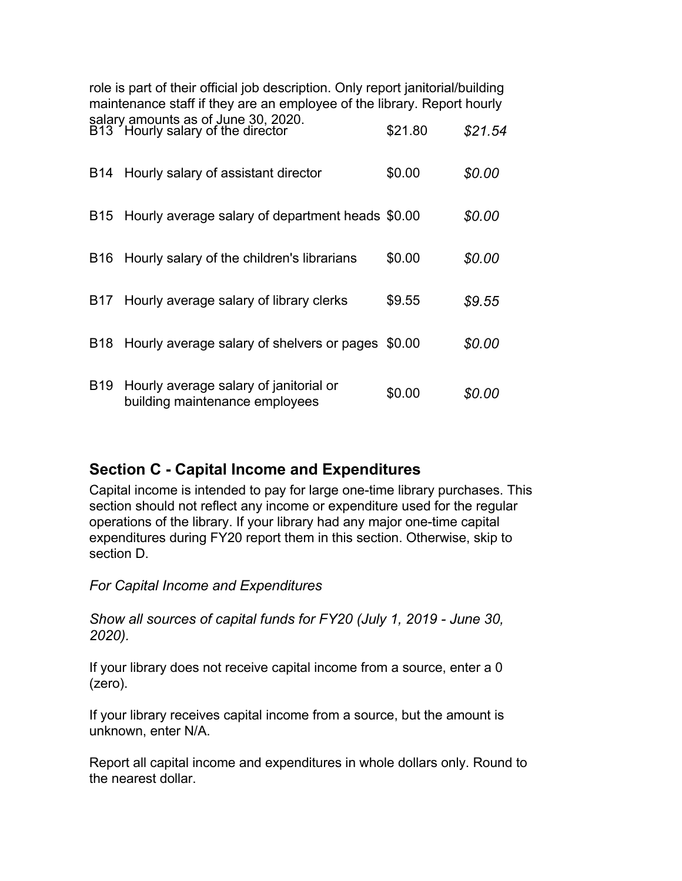role is part of their official job description. Only report janitorial/building maintenance staff if they are an employee of the library. Report hourly salary amounts as of June 30, 2020.

| | | | |
|---|---|---|---|
| B13 | Hourly salary of the director | $21.80 | *$21.54* |
| B14 | Hourly salary of assistant director | $0.00 | *$0.00* |
| B15 | Hourly average salary of department heads | $0.00 | *$0.00* |
| B16 | Hourly salary of the children's librarians | $0.00 | *$0.00* |
| B17 | Hourly average salary of library clerks | $9.55 | *$9.55* |
| B18 | Hourly average salary of shelvers or pages | $0.00 | *$0.00* |
| B19 | Hourly average salary of janitorial or building maintenance employees | $0.00 | *$0.00* |

## Section C - Capital Income and Expenditures

Capital income is intended to pay for large one-time library purchases. This section should not reflect any income or expenditure used for the regular operations of the library. If your library had any major one-time capital expenditures during FY20 report them in this section. Otherwise, skip to section D.

*For Capital Income and Expenditures*

*Show all sources of capital funds for FY20 (July 1, 2019 - June 30, 2020).*

If your library does not receive capital income from a source, enter a 0 (zero).

If your library receives capital income from a source, but the amount is unknown, enter N/A.

Report all capital income and expenditures in whole dollars only. Round to the nearest dollar.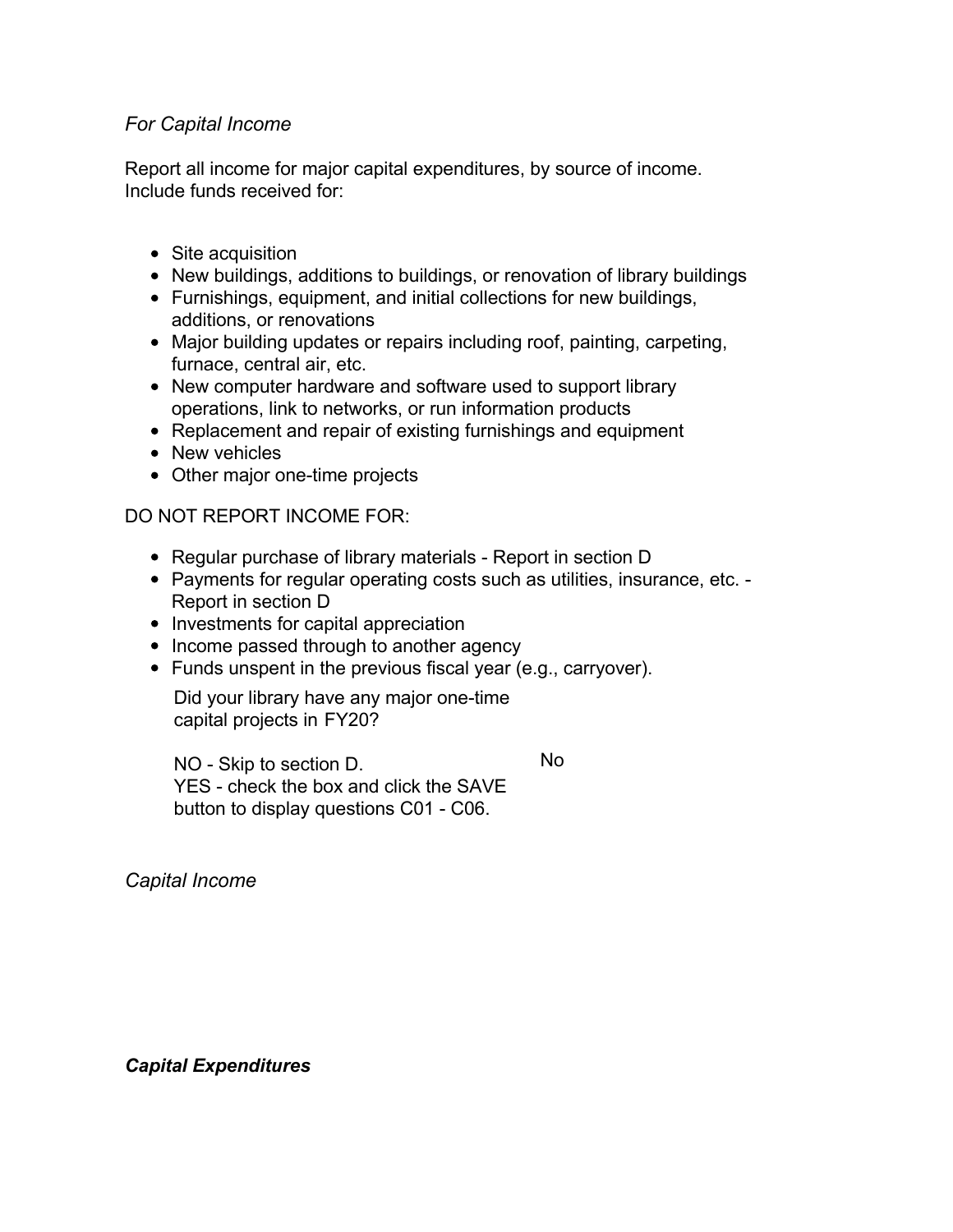*For Capital Income*

Report all income for major capital expenditures, by source of income. Include funds received for:

- Site acquisition
- New buildings, additions to buildings, or renovation of library buildings
- Furnishings, equipment, and initial collections for new buildings, additions, or renovations
- Major building updates or repairs including roof, painting, carpeting, furnace, central air, etc.
- New computer hardware and software used to support library operations, link to networks, or run information products
- Replacement and repair of existing furnishings and equipment
- New vehicles
- Other major one-time projects

DO NOT REPORT INCOME FOR:

- Regular purchase of library materials - Report in section D
- Payments for regular operating costs such as utilities, insurance, etc. - Report in section D
- Investments for capital appreciation
- Income passed through to another agency
- Funds unspent in the previous fiscal year (e.g., carryover).

| Did your library have any major one-time capital projects in FY20?<br><br>NO - Skip to section D.<br>YES - check the box and click the SAVE button to display questions C01 - C06. | No |
|---|---|

*Capital Income*

***Capital Expenditures***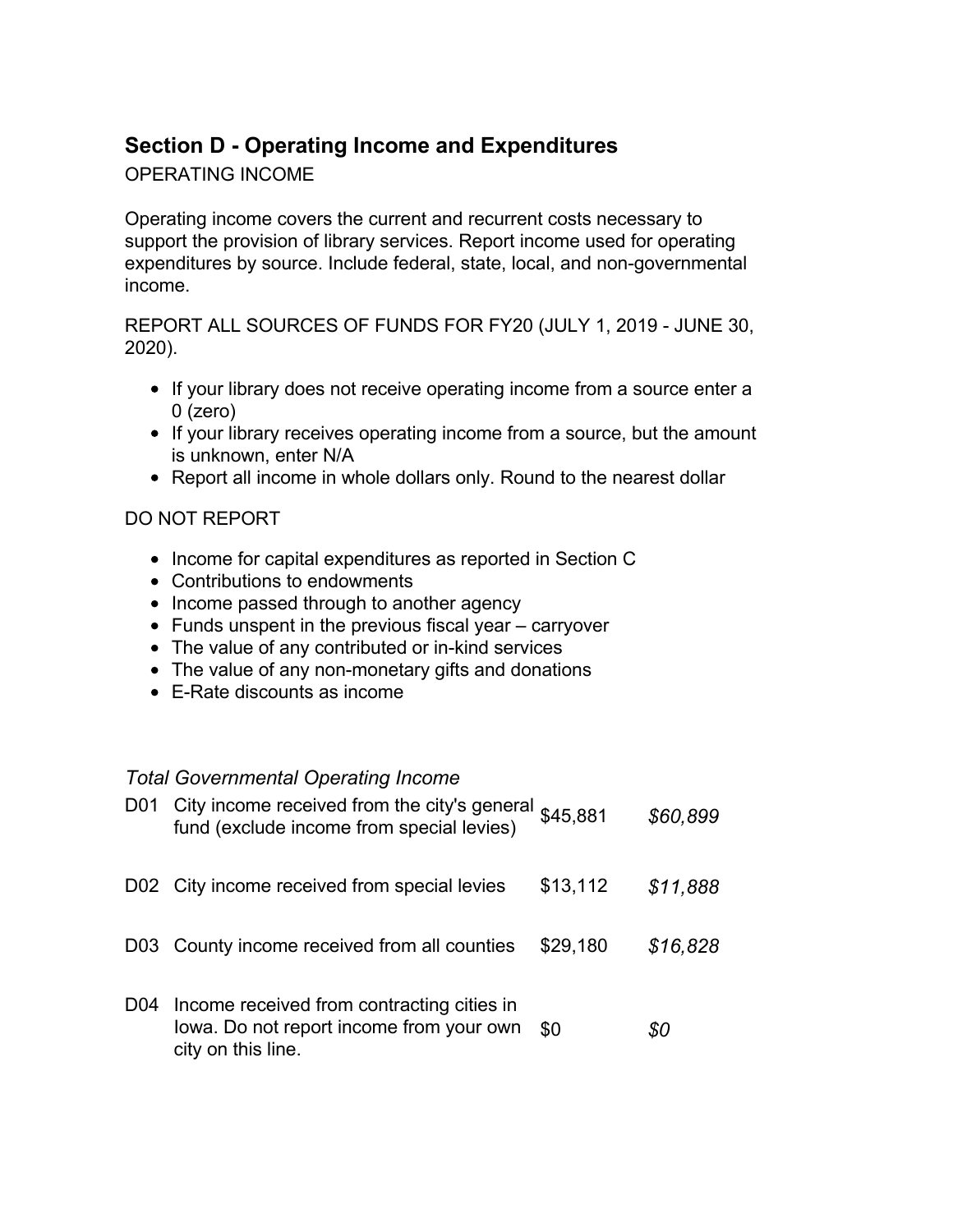## Section D - Operating Income and Expenditures

OPERATING INCOME

Operating income covers the current and recurrent costs necessary to support the provision of library services. Report income used for operating expenditures by source. Include federal, state, local, and non-governmental income.

REPORT ALL SOURCES OF FUNDS FOR FY20 (JULY 1, 2019 - JUNE 30, 2020).

- If your library does not receive operating income from a source enter a 0 (zero)
- If your library receives operating income from a source, but the amount is unknown, enter N/A
- Report all income in whole dollars only. Round to the nearest dollar

DO NOT REPORT

- Income for capital expenditures as reported in Section C
- Contributions to endowments
- Income passed through to another agency
- Funds unspent in the previous fiscal year – carryover
- The value of any contributed or in-kind services
- The value of any non-monetary gifts and donations
- E-Rate discounts as income

*Total Governmental Operating Income*

| | | | |
|---|---|---|---|
| D01 | City income received from the city's general fund (exclude income from special levies) | $45,881 | *$60,899* |
| D02 | City income received from special levies | $13,112 | *$11,888* |
| D03 | County income received from all counties | $29,180 | *$16,828* |
| D04 | Income received from contracting cities in Iowa. Do not report income from your own city on this line. | $0 | *$0* |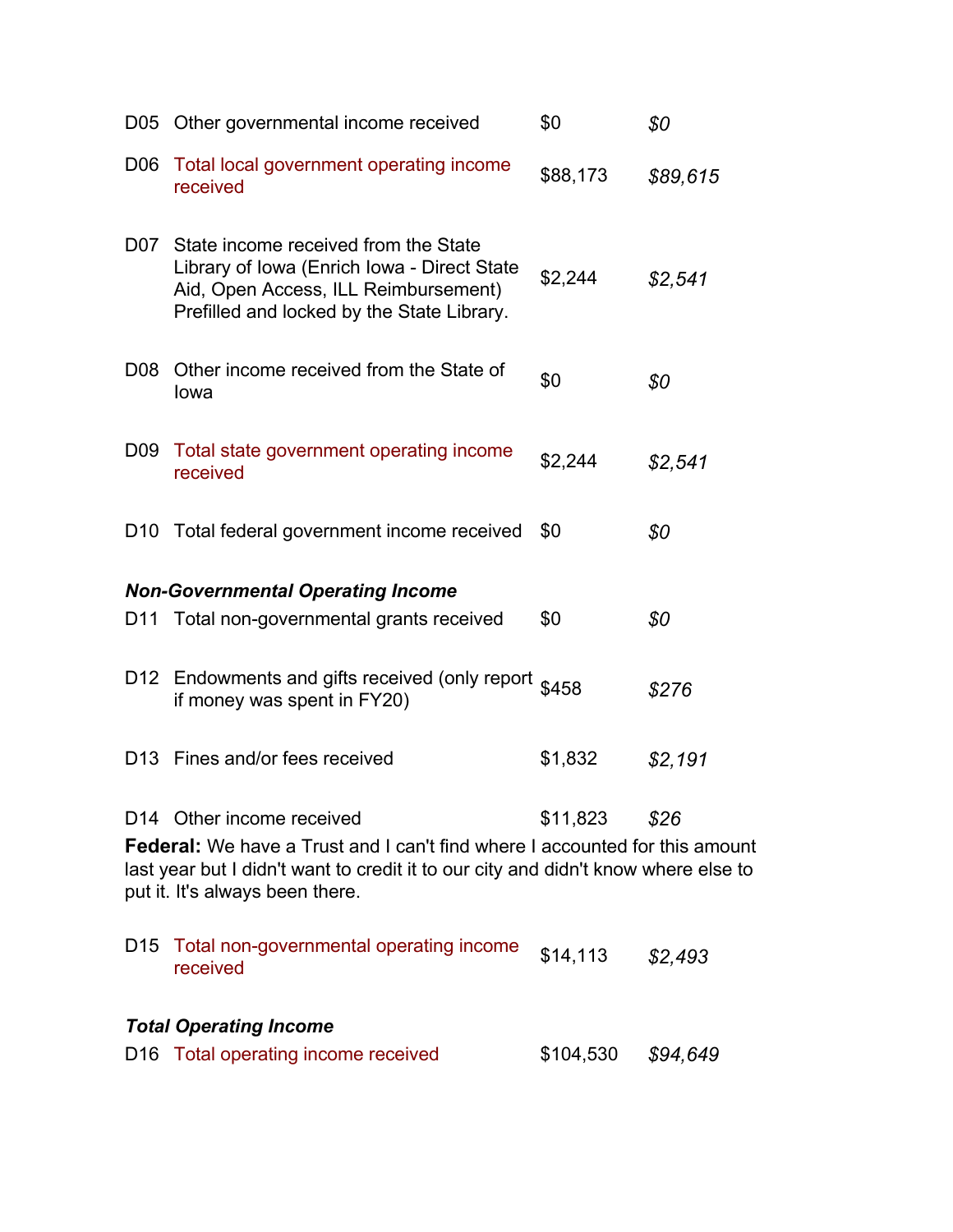| | | | |
|---|---|---|---|
| D05 | Other governmental income received | $0 | *$0* |
| D06 | Total local government operating income received | $88,173 | *$89,615* |
| D07 | State income received from the State Library of Iowa (Enrich Iowa - Direct State Aid, Open Access, ILL Reimbursement) Prefilled and locked by the State Library. | $2,244 | *$2,541* |
| D08 | Other income received from the State of Iowa | $0 | *$0* |
| D09 | Total state government operating income received | $2,244 | *$2,541* |
| D10 | Total federal government income received | $0 | *$0* |

***Non-Governmental Operating Income***

| | | | |
|---|---|---|---|
| D11 | Total non-governmental grants received | $0 | *$0* |
| D12 | Endowments and gifts received (only report if money was spent in FY20) | $458 | *$276* |
| D13 | Fines and/or fees received | $1,832 | *$2,191* |
| D14 | Other income received | $11,823 | *$26* |

**Federal:** We have a Trust and I can't find where I accounted for this amount last year but I didn't want to credit it to our city and didn't know where else to put it. It's always been there.

| | | | |
|---|---|---|---|
| D15 | Total non-governmental operating income received | $14,113 | *$2,493* |

***Total Operating Income***

| | | | |
|---|---|---|---|
| D16 | Total operating income received | $104,530 | *$94,649* |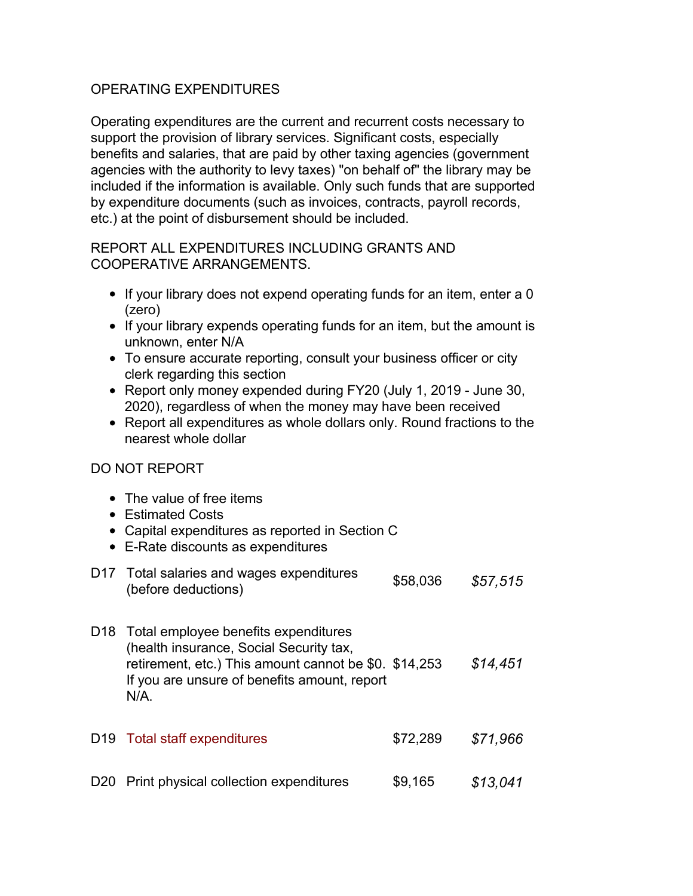## OPERATING EXPENDITURES

Operating expenditures are the current and recurrent costs necessary to support the provision of library services. Significant costs, especially benefits and salaries, that are paid by other taxing agencies (government agencies with the authority to levy taxes) "on behalf of" the library may be included if the information is available. Only such funds that are supported by expenditure documents (such as invoices, contracts, payroll records, etc.) at the point of disbursement should be included.

REPORT ALL EXPENDITURES INCLUDING GRANTS AND COOPERATIVE ARRANGEMENTS.

- If your library does not expend operating funds for an item, enter a 0 (zero)
- If your library expends operating funds for an item, but the amount is unknown, enter N/A
- To ensure accurate reporting, consult your business officer or city clerk regarding this section
- Report only money expended during FY20 (July 1, 2019 - June 30, 2020), regardless of when the money may have been received
- Report all expenditures as whole dollars only. Round fractions to the nearest whole dollar

DO NOT REPORT

- The value of free items
- Estimated Costs
- Capital expenditures as reported in Section C
- E-Rate discounts as expenditures

| | | | |
|---|---|---|---|
| D17 | Total salaries and wages expenditures (before deductions) | $58,036 | *$57,515* |
| D18 | Total employee benefits expenditures (health insurance, Social Security tax, retirement, etc.) This amount cannot be $0. If you are unsure of benefits amount, report N/A. | $14,253 | *$14,451* |
| D19 | Total staff expenditures | $72,289 | *$71,966* |
| D20 | Print physical collection expenditures | $9,165 | *$13,041* |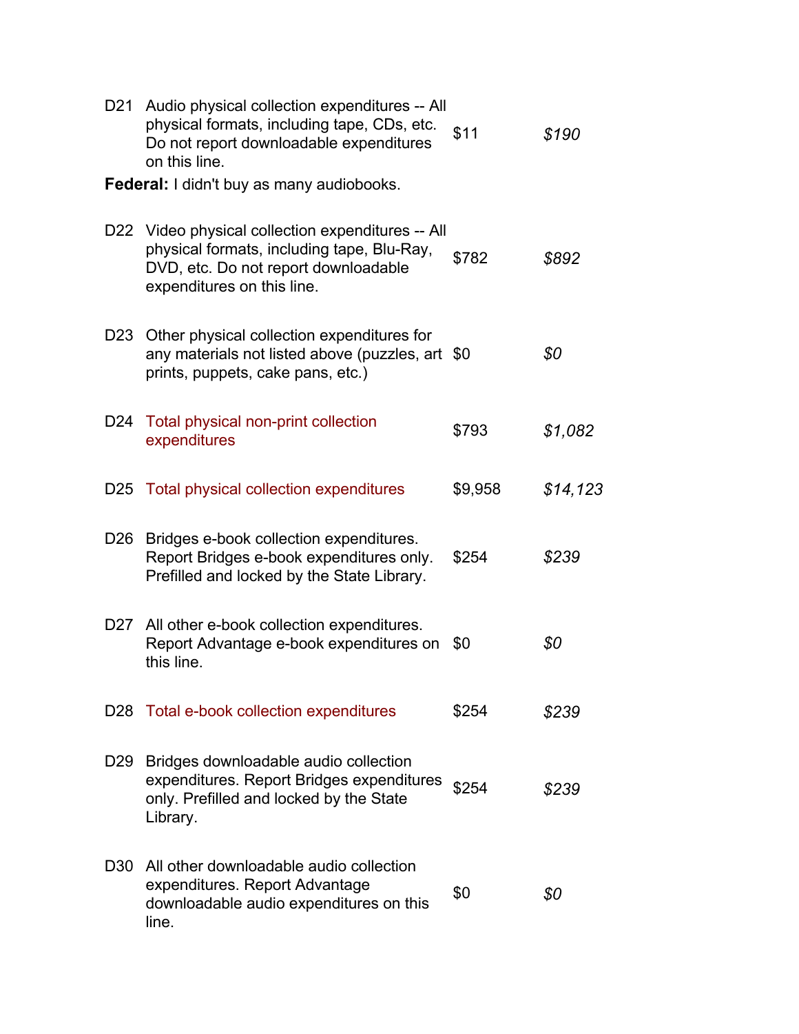| | | | |
|---|---|---|---|
| D21 | Audio physical collection expenditures -- All physical formats, including tape, CDs, etc. Do not report downloadable expenditures on this line. | $11 | *$190* |

**Federal:** I didn't buy as many audiobooks.

| | | | |
|---|---|---|---|
| D22 | Video physical collection expenditures -- All physical formats, including tape, Blu-Ray, DVD, etc. Do not report downloadable expenditures on this line. | $782 | *$892* |
| D23 | Other physical collection expenditures for any materials not listed above (puzzles, art prints, puppets, cake pans, etc.) | $0 | *$0* |
| D24 | Total physical non-print collection expenditures | $793 | *$1,082* |
| D25 | Total physical collection expenditures | $9,958 | *$14,123* |
| D26 | Bridges e-book collection expenditures. Report Bridges e-book expenditures only. Prefilled and locked by the State Library. | $254 | *$239* |
| D27 | All other e-book collection expenditures. Report Advantage e-book expenditures on this line. | $0 | *$0* |
| D28 | Total e-book collection expenditures | $254 | *$239* |
| D29 | Bridges downloadable audio collection expenditures. Report Bridges expenditures only. Prefilled and locked by the State Library. | $254 | *$239* |
| D30 | All other downloadable audio collection expenditures. Report Advantage downloadable audio expenditures on this line. | $0 | *$0* |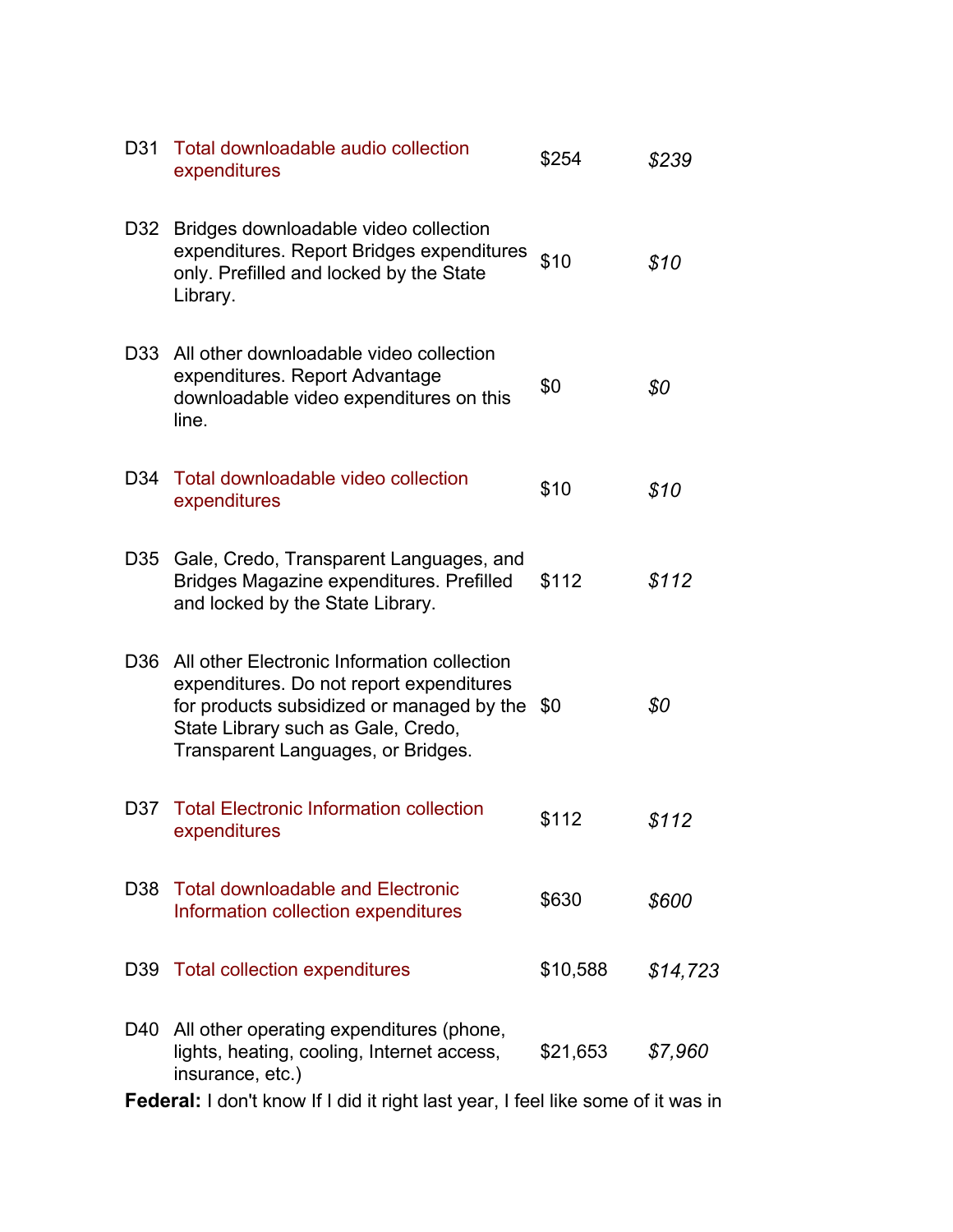| | | | |
|---|---|---|---|
| D31 | Total downloadable audio collection expenditures | $254 | *$239* |
| D32 | Bridges downloadable video collection expenditures. Report Bridges expenditures only. Prefilled and locked by the State Library. | $10 | *$10* |
| D33 | All other downloadable video collection expenditures. Report Advantage downloadable video expenditures on this line. | $0 | *$0* |
| D34 | Total downloadable video collection expenditures | $10 | *$10* |
| D35 | Gale, Credo, Transparent Languages, and Bridges Magazine expenditures. Prefilled and locked by the State Library. | $112 | *$112* |
| D36 | All other Electronic Information collection expenditures. Do not report expenditures for products subsidized or managed by the State Library such as Gale, Credo, Transparent Languages, or Bridges. | $0 | *$0* |
| D37 | Total Electronic Information collection expenditures | $112 | *$112* |
| D38 | Total downloadable and Electronic Information collection expenditures | $630 | *$600* |
| D39 | Total collection expenditures | $10,588 | *$14,723* |
| D40 | All other operating expenditures (phone, lights, heating, cooling, Internet access, insurance, etc.) | $21,653 | *$7,960* |

**Federal:** I don't know If I did it right last year, I feel like some of it was in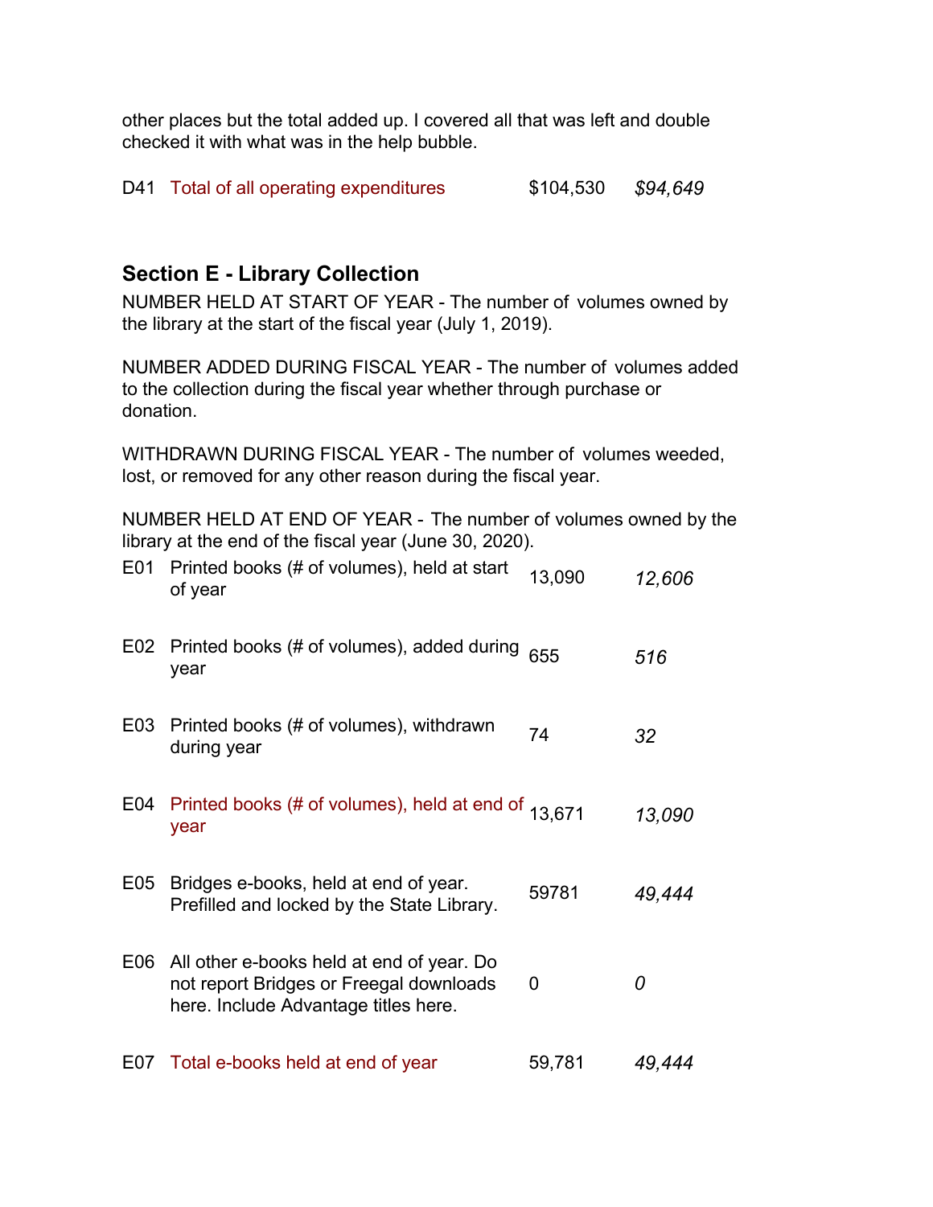other places but the total added up. I covered all that was left and double checked it with what was in the help bubble.

| | | | |
|---|---|---|---|
| D41 | Total of all operating expenditures | $104,530 | *$94,649* |

## Section E - Library Collection

NUMBER HELD AT START OF YEAR - The number of volumes owned by the library at the start of the fiscal year (July 1, 2019).

NUMBER ADDED DURING FISCAL YEAR - The number of volumes added to the collection during the fiscal year whether through purchase or donation.

WITHDRAWN DURING FISCAL YEAR - The number of volumes weeded, lost, or removed for any other reason during the fiscal year.

NUMBER HELD AT END OF YEAR - The number of volumes owned by the library at the end of the fiscal year (June 30, 2020).

| | | | |
|---|---|---|---|
| E01 | Printed books (# of volumes), held at start of year | 13,090 | *12,606* |
| E02 | Printed books (# of volumes), added during year | 655 | *516* |
| E03 | Printed books (# of volumes), withdrawn during year | 74 | *32* |
| E04 | Printed books (# of volumes), held at end of year | 13,671 | *13,090* |
| E05 | Bridges e-books, held at end of year. Prefilled and locked by the State Library. | 59781 | *49,444* |
| E06 | All other e-books held at end of year. Do not report Bridges or Freegal downloads here. Include Advantage titles here. | 0 | *0* |
| E07 | Total e-books held at end of year | 59,781 | *49,444* |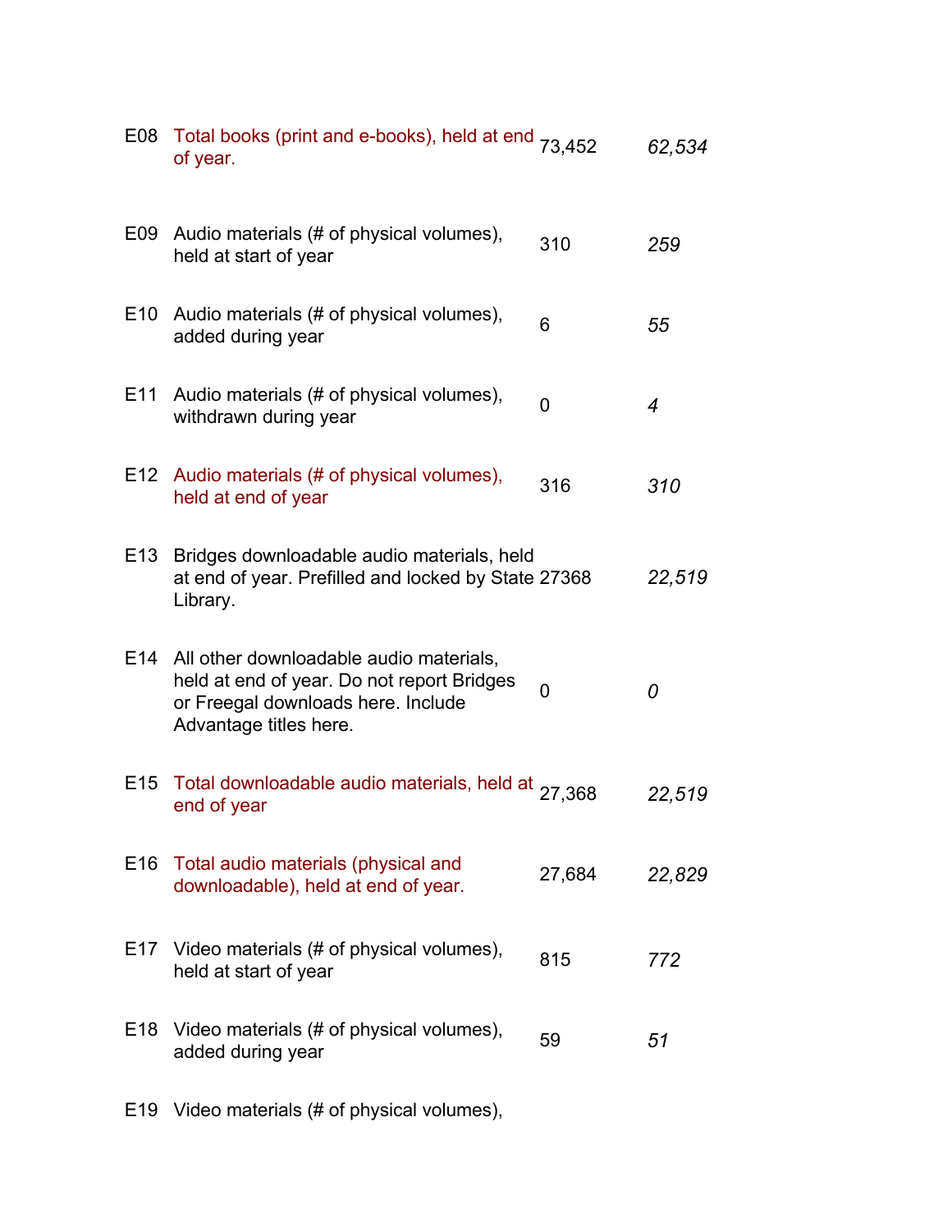| | | | |
|---|---|---|---|
| E08 | Total books (print and e-books), held at end of year. | 73,452 | *62,534* |
| E09 | Audio materials (# of physical volumes), held at start of year | 310 | *259* |
| E10 | Audio materials (# of physical volumes), added during year | 6 | *55* |
| E11 | Audio materials (# of physical volumes), withdrawn during year | 0 | *4* |
| E12 | Audio materials (# of physical volumes), held at end of year | 316 | *310* |
| E13 | Bridges downloadable audio materials, held at end of year. Prefilled and locked by State Library. | 27368 | *22,519* |
| E14 | All other downloadable audio materials, held at end of year. Do not report Bridges or Freegal downloads here. Include Advantage titles here. | 0 | *0* |
| E15 | Total downloadable audio materials, held at end of year | 27,368 | *22,519* |
| E16 | Total audio materials (physical and downloadable), held at end of year. | 27,684 | *22,829* |
| E17 | Video materials (# of physical volumes), held at start of year | 815 | *772* |
| E18 | Video materials (# of physical volumes), added during year | 59 | *51* |
| E19 | Video materials (# of physical volumes), | | |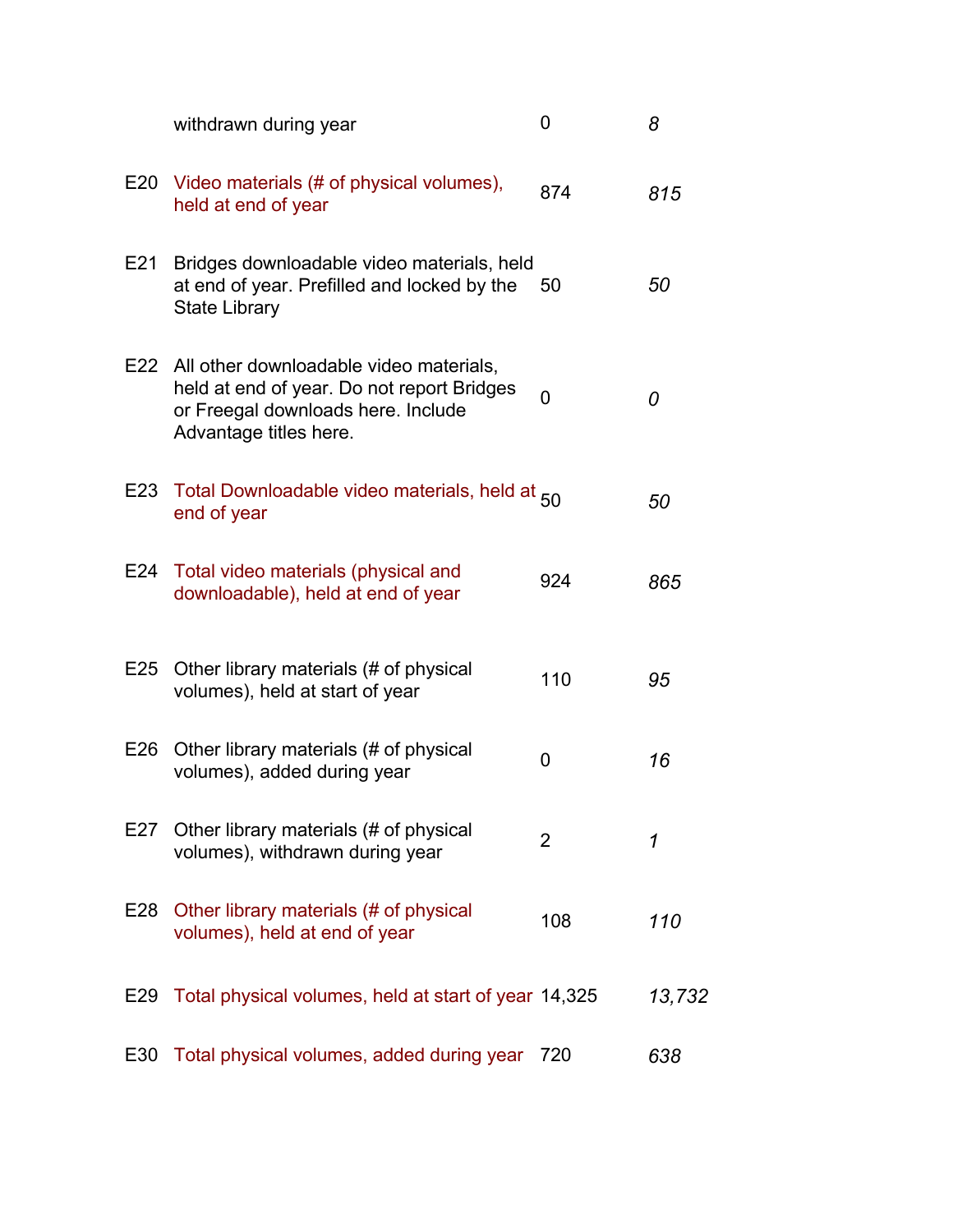| | | | |
|---|---|---|---|
| | withdrawn during year | 0 | *8* |
| E20 | Video materials (# of physical volumes), held at end of year | 874 | *815* |
| E21 | Bridges downloadable video materials, held at end of year. Prefilled and locked by the State Library | 50 | *50* |
| E22 | All other downloadable video materials, held at end of year. Do not report Bridges or Freegal downloads here. Include Advantage titles here. | 0 | *0* |
| E23 | Total Downloadable video materials, held at end of year | 50 | *50* |
| E24 | Total video materials (physical and downloadable), held at end of year | 924 | *865* |
| E25 | Other library materials (# of physical volumes), held at start of year | 110 | *95* |
| E26 | Other library materials (# of physical volumes), added during year | 0 | *16* |
| E27 | Other library materials (# of physical volumes), withdrawn during year | 2 | *1* |
| E28 | Other library materials (# of physical volumes), held at end of year | 108 | *110* |
| E29 | Total physical volumes, held at start of year | 14,325 | *13,732* |
| E30 | Total physical volumes, added during year | 720 | *638* |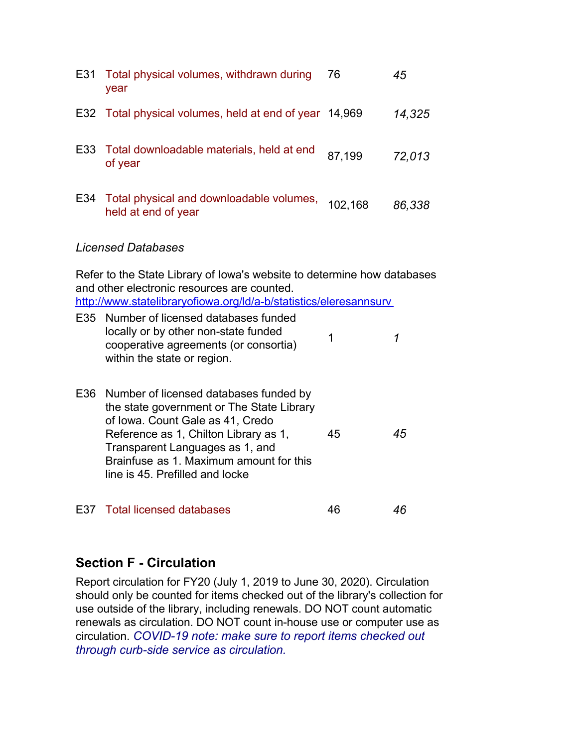| | | | |
|---|---|---|---|
| E31 | Total physical volumes, withdrawn during year | 76 | *45* |
| E32 | Total physical volumes, held at end of year | 14,969 | *14,325* |
| E33 | Total downloadable materials, held at end of year | 87,199 | *72,013* |
| E34 | Total physical and downloadable volumes, held at end of year | 102,168 | *86,338* |

*Licensed Databases*

Refer to the State Library of Iowa's website to determine how databases and other electronic resources are counted.
http://www.statelibraryofiowa.org/ld/a-b/statistics/eleresannsurv

| | | | |
|---|---|---|---|
| E35 | Number of licensed databases funded locally or by other non-state funded cooperative agreements (or consortia) within the state or region. | 1 | *1* |
| E36 | Number of licensed databases funded by the state government or The State Library of Iowa. Count Gale as 41, Credo Reference as 1, Chilton Library as 1, Transparent Languages as 1, and Brainfuse as 1. Maximum amount for this line is 45. Prefilled and locke | 45 | *45* |
| E37 | Total licensed databases | 46 | *46* |

## Section F - Circulation

Report circulation for FY20 (July 1, 2019 to June 30, 2020). Circulation should only be counted for items checked out of the library's collection for use outside of the library, including renewals. DO NOT count automatic renewals as circulation. DO NOT count in-house use or computer use as circulation. *COVID-19 note: make sure to report items checked out through curb-side service as circulation.*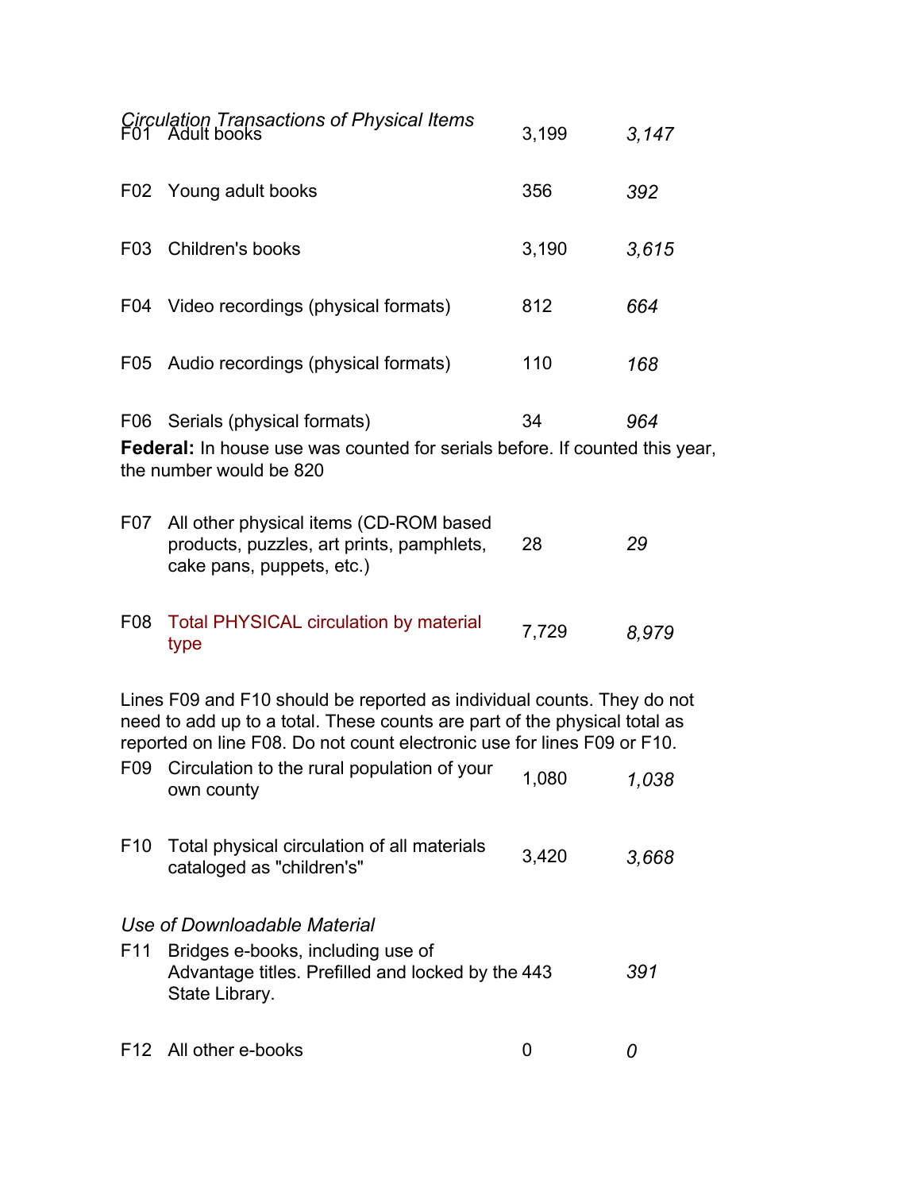*Circulation Transactions of Physical Items*

| | | | |
|---|---|---|---|
| F01 | Adult books | 3,199 | *3,147* |
| F02 | Young adult books | 356 | *392* |
| F03 | Children's books | 3,190 | *3,615* |
| F04 | Video recordings (physical formats) | 812 | *664* |
| F05 | Audio recordings (physical formats) | 110 | *168* |
| F06 | Serials (physical formats) | 34 | *964* |

**Federal:** In house use was counted for serials before. If counted this year, the number would be 820

| | | | |
|---|---|---|---|
| F07 | All other physical items (CD-ROM based products, puzzles, art prints, pamphlets, cake pans, puppets, etc.) | 28 | *29* |
| F08 | Total PHYSICAL circulation by material type | 7,729 | *8,979* |

Lines F09 and F10 should be reported as individual counts. They do not need to add up to a total. These counts are part of the physical total as reported on line F08. Do not count electronic use for lines F09 or F10.

| | | | |
|---|---|---|---|
| F09 | Circulation to the rural population of your own county | 1,080 | *1,038* |
| F10 | Total physical circulation of all materials cataloged as "children's" | 3,420 | *3,668* |

*Use of Downloadable Material*

| | | | |
|---|---|---|---|
| F11 | Bridges e-books, including use of Advantage titles. Prefilled and locked by the State Library. | 443 | *391* |
| F12 | All other e-books | 0 | *0* |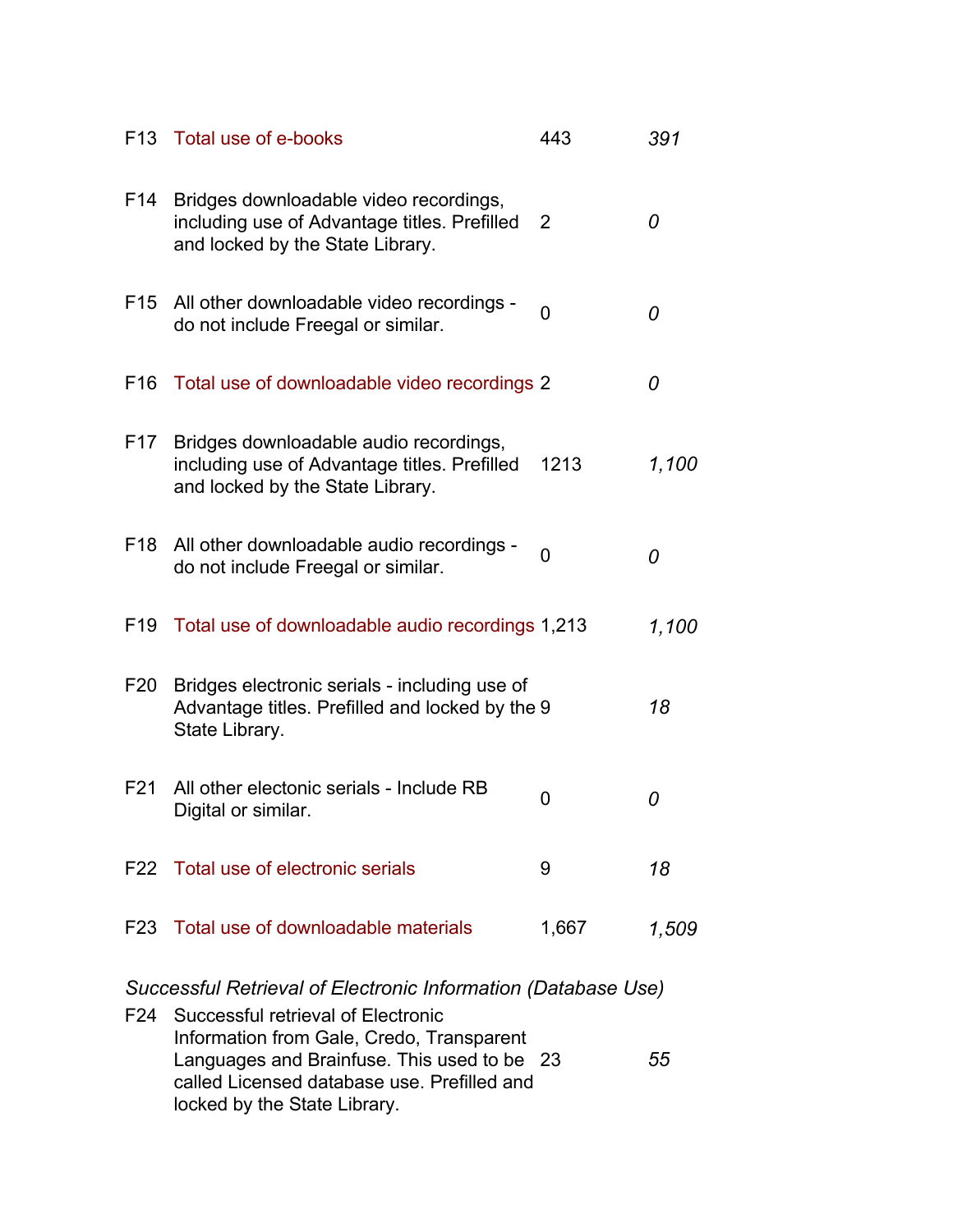| | | | |
|---|---|---|---|
| F13 | Total use of e-books | 443 | *391* |
| F14 | Bridges downloadable video recordings, including use of Advantage titles. Prefilled and locked by the State Library. | 2 | *0* |
| F15 | All other downloadable video recordings - do not include Freegal or similar. | 0 | *0* |
| F16 | Total use of downloadable video recordings | 2 | *0* |
| F17 | Bridges downloadable audio recordings, including use of Advantage titles. Prefilled and locked by the State Library. | 1213 | *1,100* |
| F18 | All other downloadable audio recordings - do not include Freegal or similar. | 0 | *0* |
| F19 | Total use of downloadable audio recordings | 1,213 | *1,100* |
| F20 | Bridges electronic serials - including use of Advantage titles. Prefilled and locked by the State Library. | 9 | *18* |
| F21 | All other electonic serials - Include RB Digital or similar. | 0 | *0* |
| F22 | Total use of electronic serials | 9 | *18* |
| F23 | Total use of downloadable materials | 1,667 | *1,509* |

*Successful Retrieval of Electronic Information (Database Use)*

| | | | |
|---|---|---|---|
| F24 | Successful retrieval of Electronic Information from Gale, Credo, Transparent Languages and Brainfuse. This used to be called Licensed database use. Prefilled and locked by the State Library. | 23 | *55* |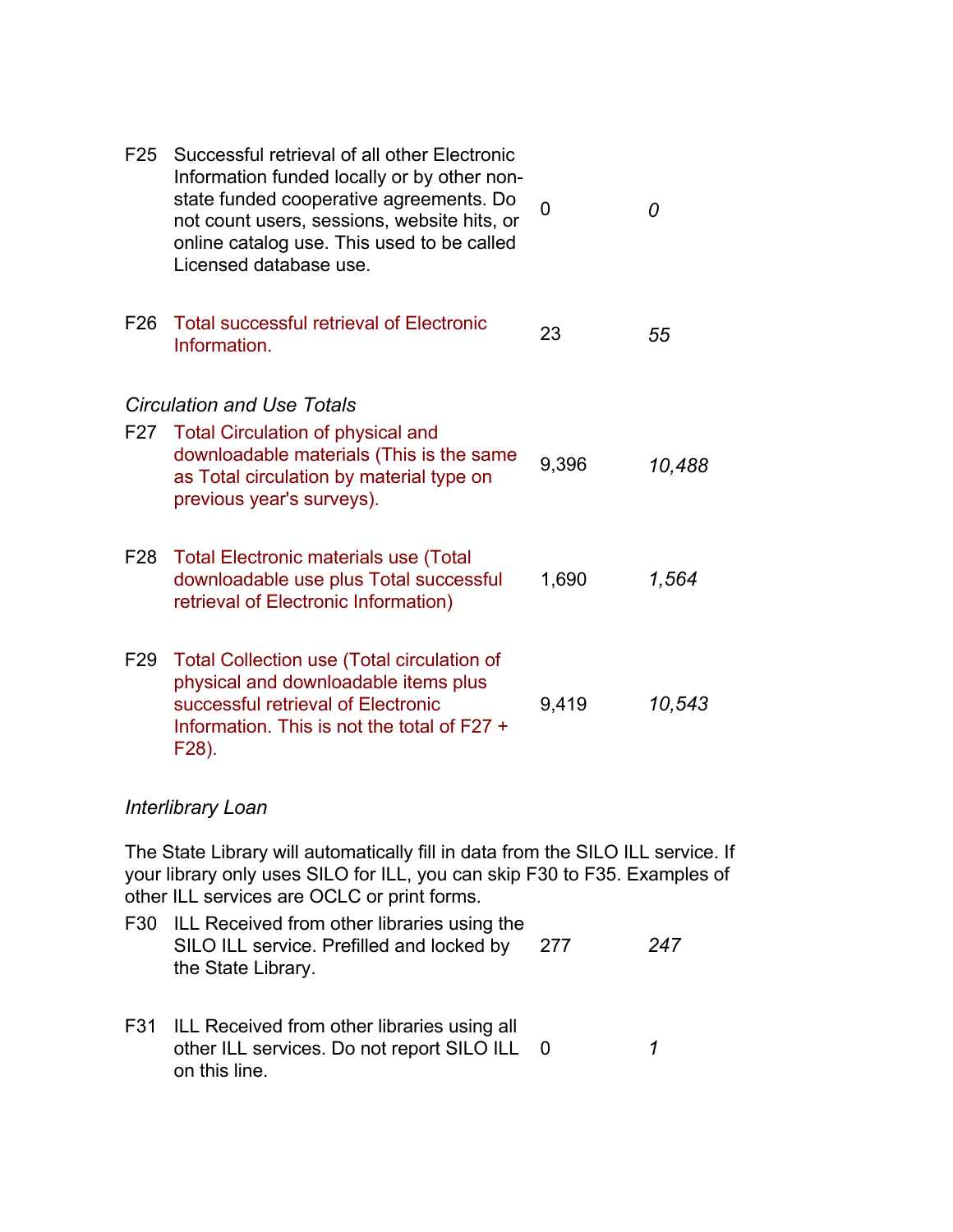| | | | |
|---|---|---|---|
| F25 | Successful retrieval of all other Electronic Information funded locally or by other non-state funded cooperative agreements. Do not count users, sessions, website hits, or online catalog use. This used to be called Licensed database use. | 0 | *0* |
| F26 | Total successful retrieval of Electronic Information. | 23 | *55* |

*Circulation and Use Totals*

| | | | |
|---|---|---|---|
| F27 | Total Circulation of physical and downloadable materials (This is the same as Total circulation by material type on previous year's surveys). | 9,396 | *10,488* |
| F28 | Total Electronic materials use (Total downloadable use plus Total successful retrieval of Electronic Information) | 1,690 | *1,564* |
| F29 | Total Collection use (Total circulation of physical and downloadable items plus successful retrieval of Electronic Information. This is not the total of F27 + F28). | 9,419 | *10,543* |

*Interlibrary Loan*

The State Library will automatically fill in data from the SILO ILL service. If your library only uses SILO for ILL, you can skip F30 to F35. Examples of other ILL services are OCLC or print forms.

| | | | |
|---|---|---|---|
| F30 | ILL Received from other libraries using the SILO ILL service. Prefilled and locked by the State Library. | 277 | *247* |
| F31 | ILL Received from other libraries using all other ILL services. Do not report SILO ILL on this line. | 0 | *1* |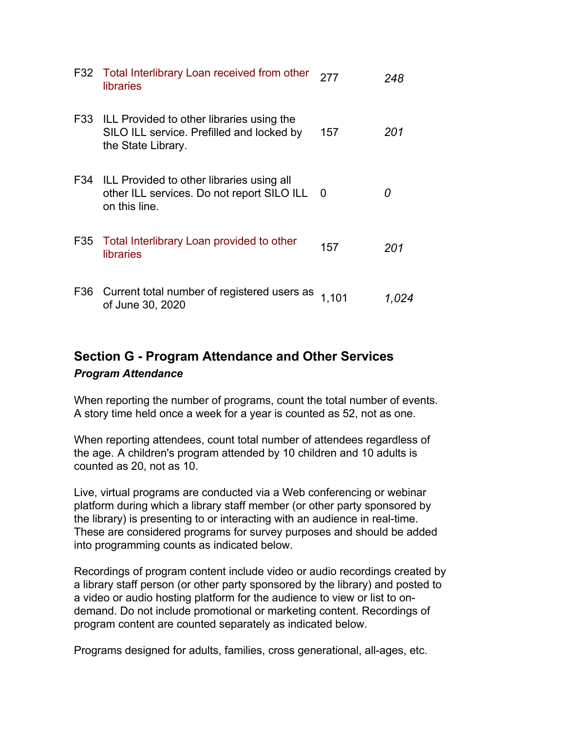| | | | |
|---|---|---|---|
| F32 | Total Interlibrary Loan received from other libraries | 277 | *248* |
| F33 | ILL Provided to other libraries using the SILO ILL service. Prefilled and locked by the State Library. | 157 | *201* |
| F34 | ILL Provided to other libraries using all other ILL services. Do not report SILO ILL on this line. | 0 | *0* |
| F35 | Total Interlibrary Loan provided to other libraries | 157 | *201* |
| F36 | Current total number of registered users as of June 30, 2020 | 1,101 | *1,024* |

## Section G - Program Attendance and Other Services

***Program Attendance***

When reporting the number of programs, count the total number of events. A story time held once a week for a year is counted as 52, not as one.

When reporting attendees, count total number of attendees regardless of the age. A children's program attended by 10 children and 10 adults is counted as 20, not as 10.

Live, virtual programs are conducted via a Web conferencing or webinar platform during which a library staff member (or other party sponsored by the library) is presenting to or interacting with an audience in real-time. These are considered programs for survey purposes and should be added into programming counts as indicated below.

Recordings of program content include video or audio recordings created by a library staff person (or other party sponsored by the library) and posted to a video or audio hosting platform for the audience to view or list to on-demand. Do not include promotional or marketing content. Recordings of program content are counted separately as indicated below.

Programs designed for adults, families, cross generational, all-ages, etc.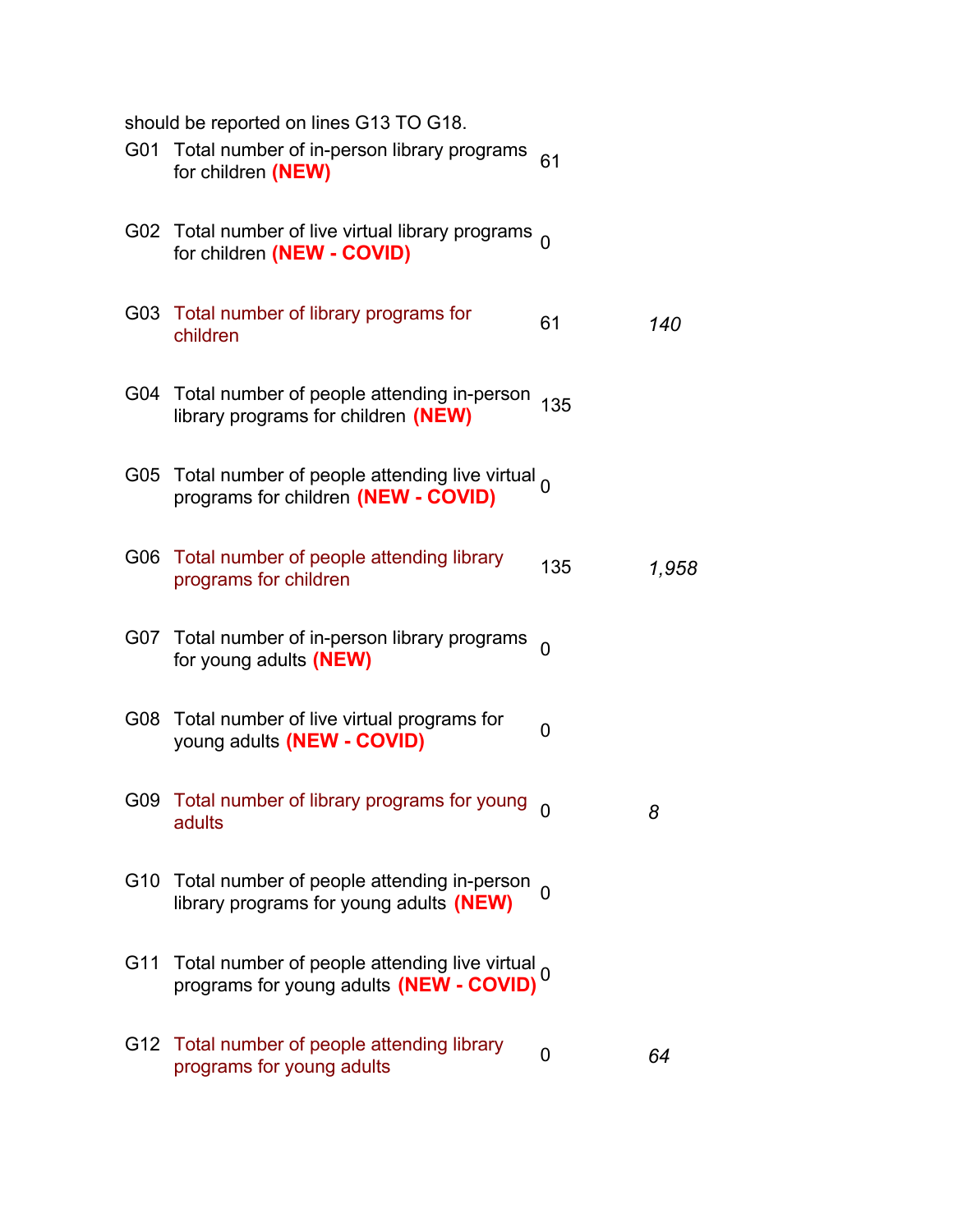should be reported on lines G13 TO G18.

| Code | Item | Value | Previous |
|---|---|---|---|
| G01 | Total number of in-person library programs for children **(NEW)** | 61 | |
| G02 | Total number of live virtual library programs for children **(NEW - COVID)** | 0 | |
| G03 | Total number of library programs for children | 61 | *140* |
| G04 | Total number of people attending in-person library programs for children **(NEW)** | 135 | |
| G05 | Total number of people attending live virtual programs for children **(NEW - COVID)** | 0 | |
| G06 | Total number of people attending library programs for children | 135 | *1,958* |
| G07 | Total number of in-person library programs for young adults **(NEW)** | 0 | |
| G08 | Total number of live virtual programs for young adults **(NEW - COVID)** | 0 | |
| G09 | Total number of library programs for young adults | 0 | *8* |
| G10 | Total number of people attending in-person library programs for young adults **(NEW)** | 0 | |
| G11 | Total number of people attending live virtual programs for young adults **(NEW - COVID)** | 0 | |
| G12 | Total number of people attending library programs for young adults | 0 | *64* |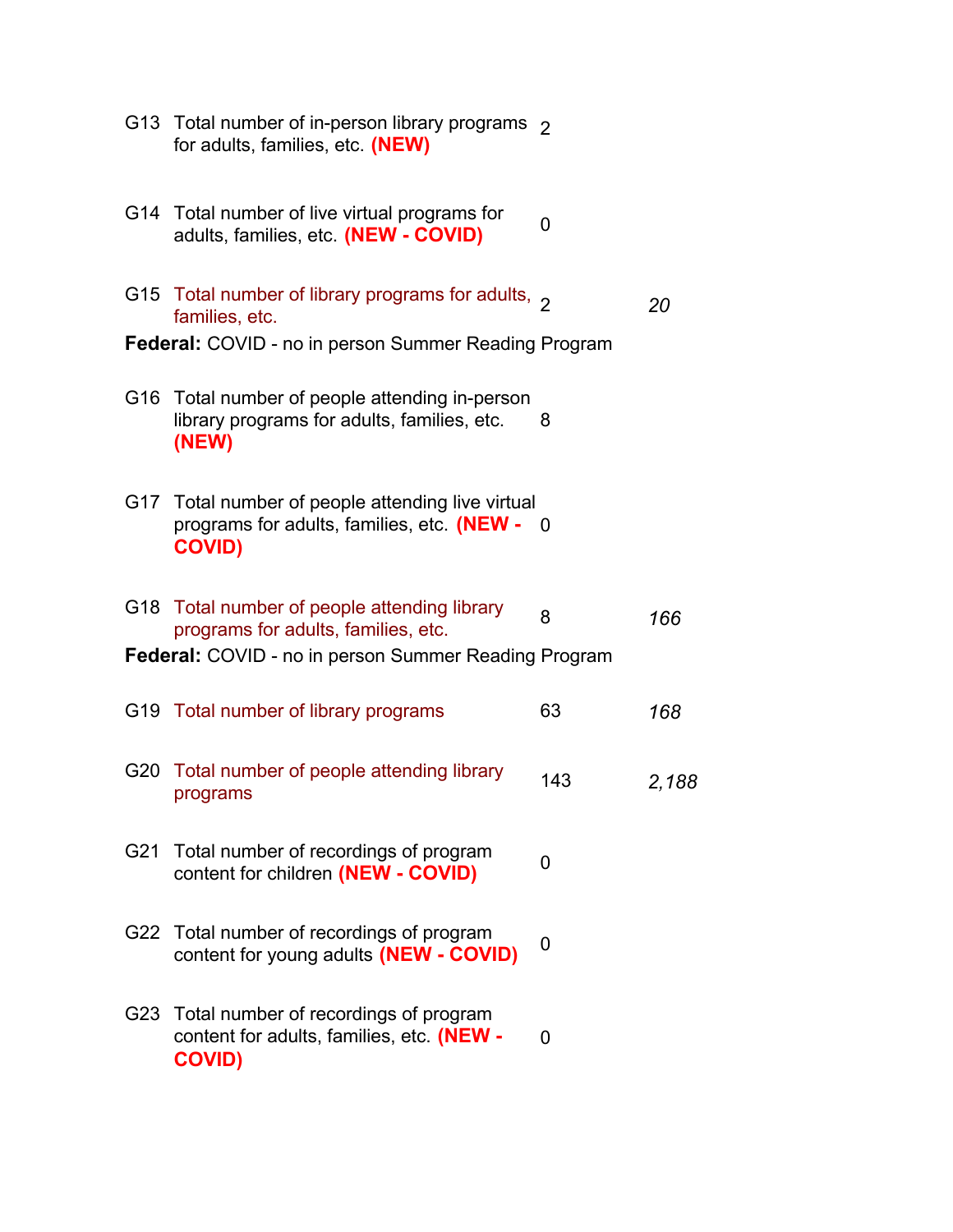| | | | |
|---|---|---|---|
| G13 | Total number of in-person library programs for adults, families, etc. **(NEW)** | 2 | |
| G14 | Total number of live virtual programs for adults, families, etc. **(NEW - COVID)** | 0 | |
| G15 | Total number of library programs for adults, families, etc. | 2 | *20* |
| **Federal:** COVID - no in person Summer Reading Program | | | |
| G16 | Total number of people attending in-person library programs for adults, families, etc. **(NEW)** | 8 | |
| G17 | Total number of people attending live virtual programs for adults, families, etc. **(NEW - COVID)** | 0 | |
| G18 | Total number of people attending library programs for adults, families, etc. | 8 | *166* |
| **Federal:** COVID - no in person Summer Reading Program | | | |
| G19 | Total number of library programs | 63 | *168* |
| G20 | Total number of people attending library programs | 143 | *2,188* |
| G21 | Total number of recordings of program content for children **(NEW - COVID)** | 0 | |
| G22 | Total number of recordings of program content for young adults **(NEW - COVID)** | 0 | |
| G23 | Total number of recordings of program content for adults, families, etc. **(NEW - COVID)** | 0 | |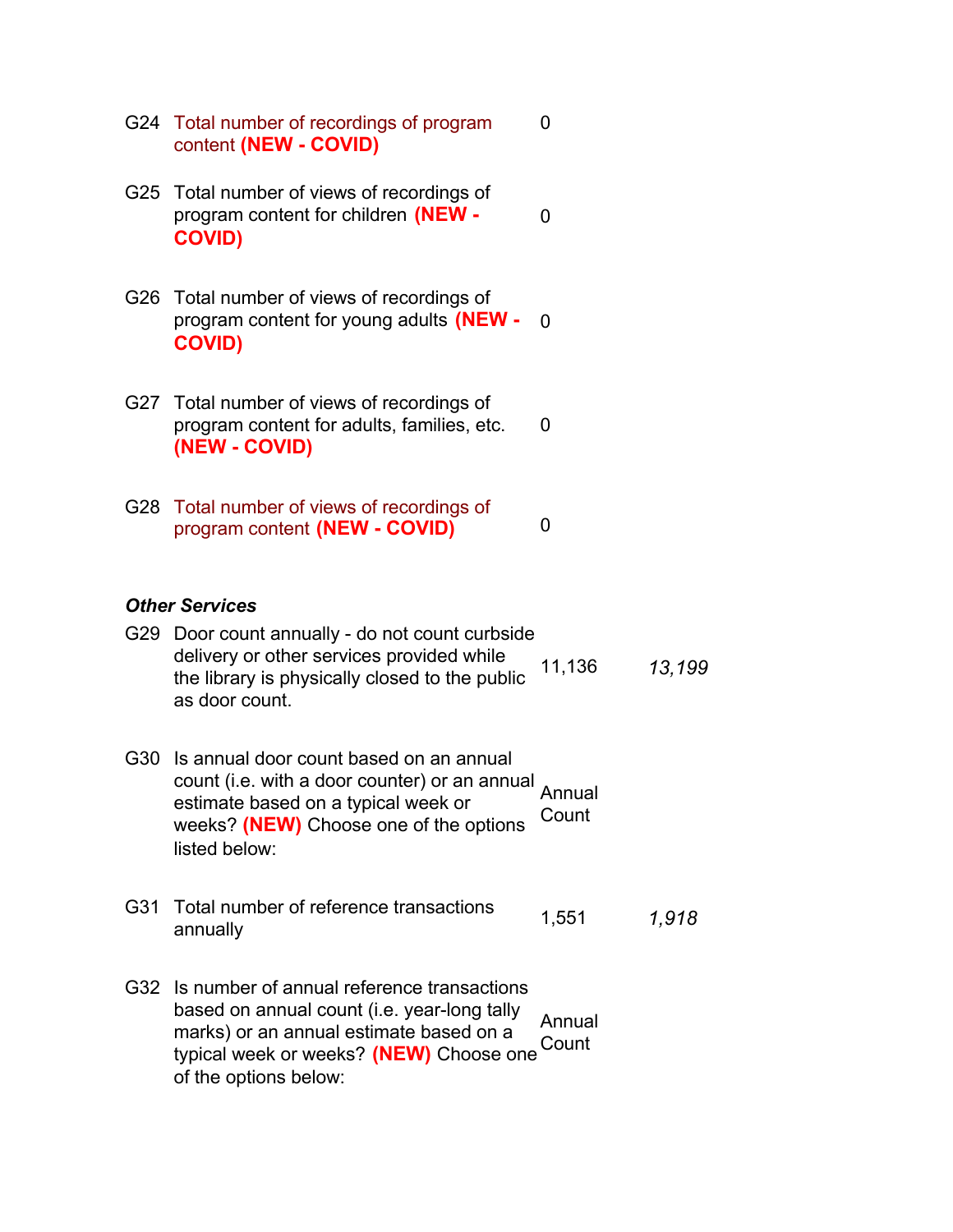| | | | |
|---|---|---|---|
| G24 | Total number of recordings of program content **(NEW - COVID)** | 0 | |
| G25 | Total number of views of recordings of program content for children **(NEW - COVID)** | 0 | |
| G26 | Total number of views of recordings of program content for young adults **(NEW - COVID)** | 0 | |
| G27 | Total number of views of recordings of program content for adults, families, etc. **(NEW - COVID)** | 0 | |
| G28 | Total number of views of recordings of program content **(NEW - COVID)** | 0 | |

***Other Services***

| | | | |
|---|---|---|---|
| G29 | Door count annually - do not count curbside delivery or other services provided while the library is physically closed to the public as door count. | 11,136 | *13,199* |
| G30 | Is annual door count based on an annual count (i.e. with a door counter) or an annual estimate based on a typical week or weeks? **(NEW)** Choose one of the options listed below: | Annual Count | |
| G31 | Total number of reference transactions annually | 1,551 | *1,918* |
| G32 | Is number of annual reference transactions based on annual count (i.e. year-long tally marks) or an annual estimate based on a typical week or weeks? **(NEW)** Choose one of the options below: | Annual Count | |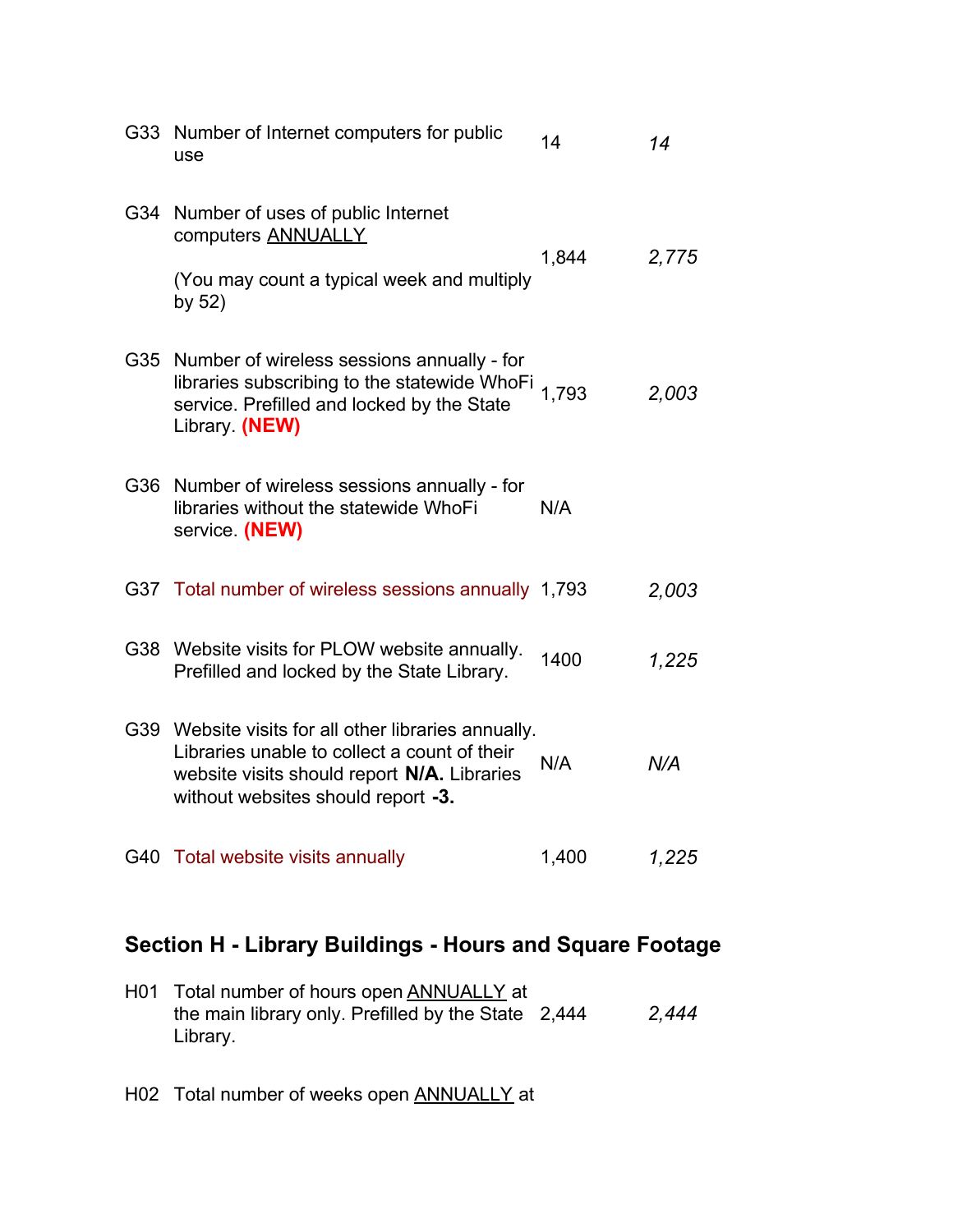| | | | |
|---|---|---|---|
| G33 | Number of Internet computers for public use | 14 | *14* |
| G34 | Number of uses of public Internet computers <u>ANNUALLY</u><br><br>(You may count a typical week and multiply by 52) | 1,844 | *2,775* |
| G35 | Number of wireless sessions annually - for libraries subscribing to the statewide WhoFi service. Prefilled and locked by the State Library. **(NEW)** | 1,793 | *2,003* |
| G36 | Number of wireless sessions annually - for libraries without the statewide WhoFi service. **(NEW)** | N/A | |
| G37 | Total number of wireless sessions annually | 1,793 | *2,003* |
| G38 | Website visits for PLOW website annually. Prefilled and locked by the State Library. | 1400 | *1,225* |
| G39 | Website visits for all other libraries annually. Libraries unable to collect a count of their website visits should report **N/A.** Libraries without websites should report **-3.** | N/A | *N/A* |
| G40 | Total website visits annually | 1,400 | *1,225* |

## Section H - Library Buildings - Hours and Square Footage

| | | | |
|---|---|---|---|
| H01 | Total number of hours open <u>ANNUALLY</u> at the main library only. Prefilled by the State Library. | 2,444 | *2,444* |
| H02 | Total number of weeks open <u>ANNUALLY</u> at | | |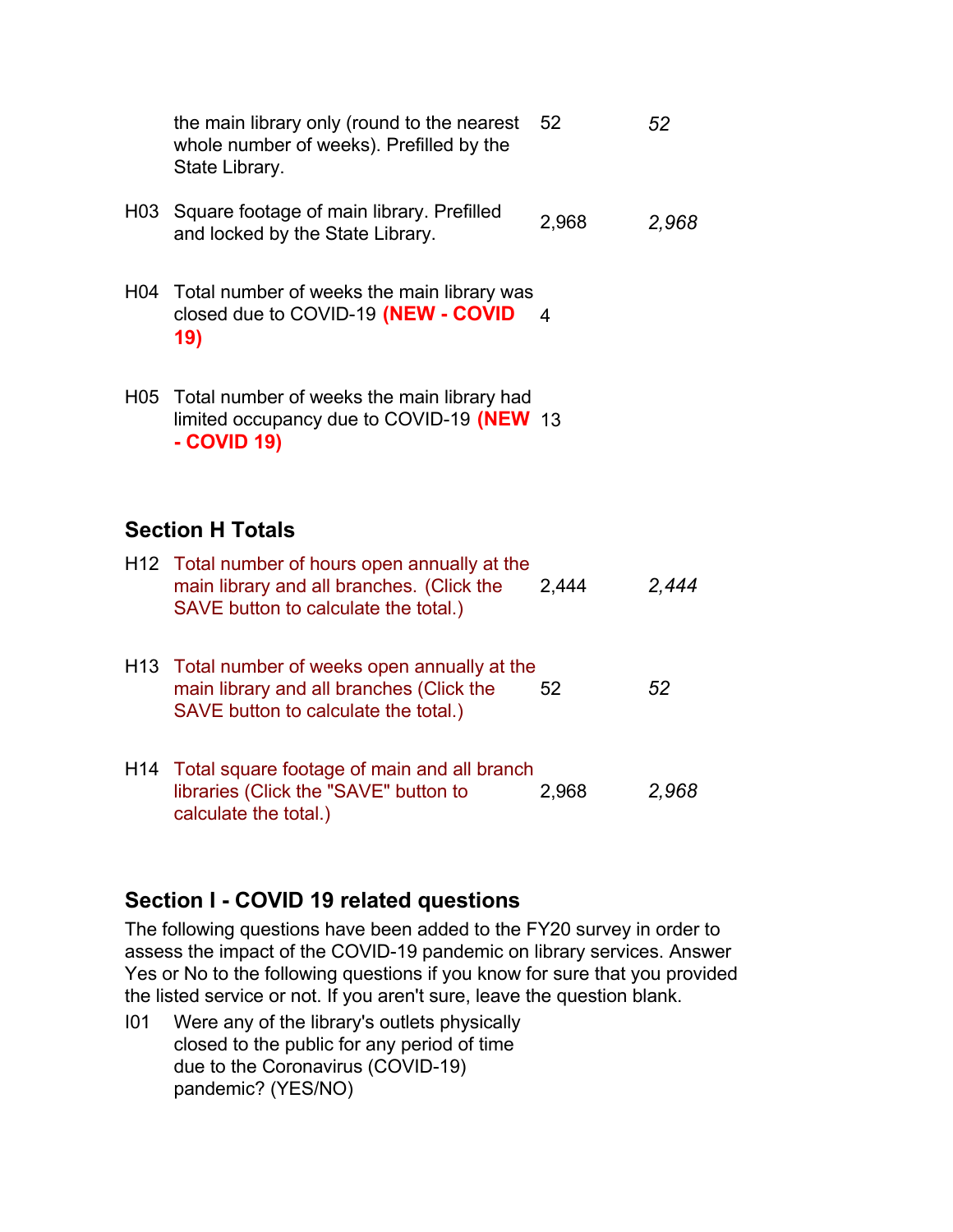| | | | |
|---|---|---|---|
| | the main library only (round to the nearest whole number of weeks). Prefilled by the State Library. | 52 | *52* |
| H03 | Square footage of main library. Prefilled and locked by the State Library. | 2,968 | *2,968* |
| H04 | Total number of weeks the main library was closed due to COVID-19 **(NEW - COVID 19)** | 4 | |
| H05 | Total number of weeks the main library had limited occupancy due to COVID-19 **(NEW - COVID 19)** | 13 | |

### Section H Totals

| | | | |
|---|---|---|---|
| H12 | Total number of hours open annually at the main library and all branches. (Click the SAVE button to calculate the total.) | 2,444 | *2,444* |
| H13 | Total number of weeks open annually at the main library and all branches (Click the SAVE button to calculate the total.) | 52 | *52* |
| H14 | Total square footage of main and all branch libraries (Click the "SAVE" button to calculate the total.) | 2,968 | *2,968* |

### Section I - COVID 19 related questions

The following questions have been added to the FY20 survey in order to assess the impact of the COVID-19 pandemic on library services. Answer Yes or No to the following questions if you know for sure that you provided the listed service or not. If you aren't sure, leave the question blank.

| | | | |
|---|---|---|---|
| I01 | Were any of the library's outlets physically closed to the public for any period of time due to the Coronavirus (COVID-19) pandemic? (YES/NO) | | |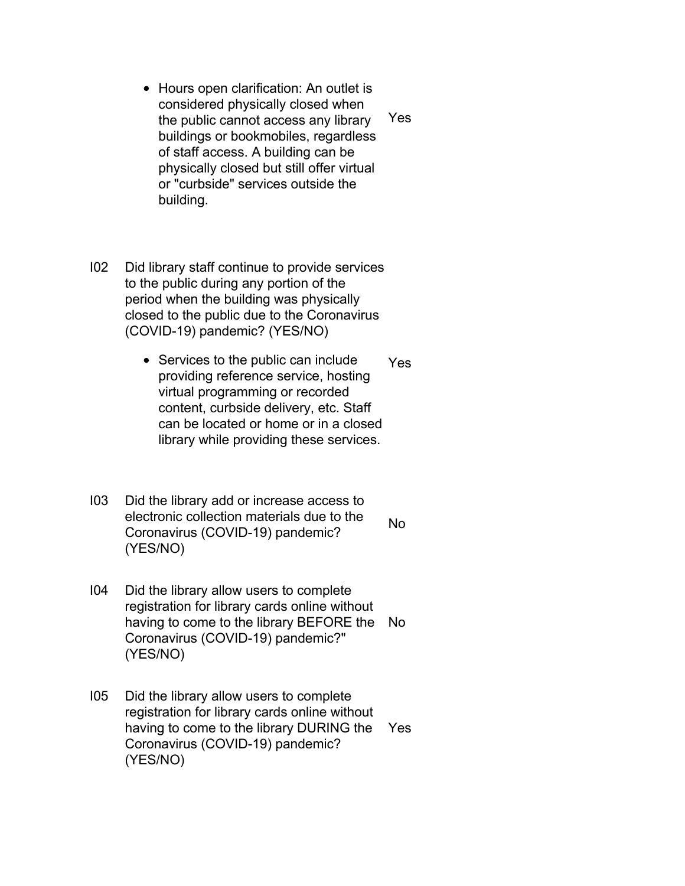- Hours open clarification: An outlet is considered physically closed when the public cannot access any library buildings or bookmobiles, regardless of staff access. A building can be physically closed but still offer virtual or "curbside" services outside the building. — Yes

| | | |
|---|---|---|
| I02 | Did library staff continue to provide services to the public during any portion of the period when the building was physically closed to the public due to the Coronavirus (COVID-19) pandemic? (YES/NO)<br><br>• Services to the public can include providing reference service, hosting virtual programming or recorded content, curbside delivery, etc. Staff can be located or home or in a closed library while providing these services. | Yes |
| I03 | Did the library add or increase access to electronic collection materials due to the Coronavirus (COVID-19) pandemic? (YES/NO) | No |
| I04 | Did the library allow users to complete registration for library cards online without having to come to the library BEFORE the Coronavirus (COVID-19) pandemic?" (YES/NO) | No |
| I05 | Did the library allow users to complete registration for library cards online without having to come to the library DURING the Coronavirus (COVID-19) pandemic? (YES/NO) | Yes |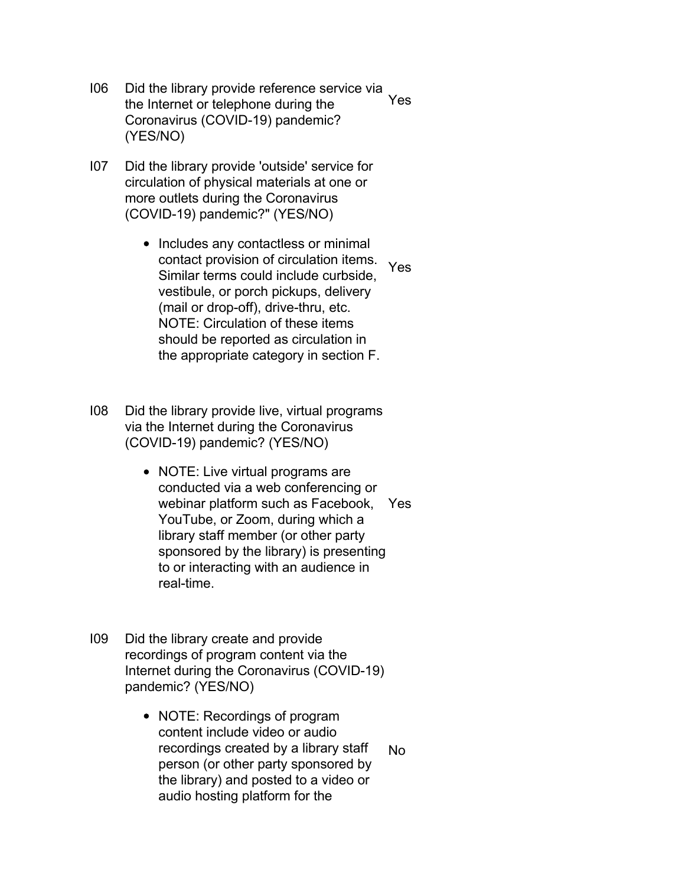| | | |
|---|---|---|
| I06 | Did the library provide reference service via the Internet or telephone during the Coronavirus (COVID-19) pandemic? (YES/NO) | Yes |
| I07 | Did the library provide 'outside' service for circulation of physical materials at one or more outlets during the Coronavirus (COVID-19) pandemic?" (YES/NO)<br><br>• Includes any contactless or minimal contact provision of circulation items. Similar terms could include curbside, vestibule, or porch pickups, delivery (mail or drop-off), drive-thru, etc. NOTE: Circulation of these items should be reported as circulation in the appropriate category in section F. | Yes |
| I08 | Did the library provide live, virtual programs via the Internet during the Coronavirus (COVID-19) pandemic? (YES/NO)<br><br>• NOTE: Live virtual programs are conducted via a web conferencing or webinar platform such as Facebook, YouTube, or Zoom, during which a library staff member (or other party sponsored by the library) is presenting to or interacting with an audience in real-time. | Yes |
| I09 | Did the library create and provide recordings of program content via the Internet during the Coronavirus (COVID-19) pandemic? (YES/NO)<br><br>• NOTE: Recordings of program content include video or audio recordings created by a library staff person (or other party sponsored by the library) and posted to a video or audio hosting platform for the | No |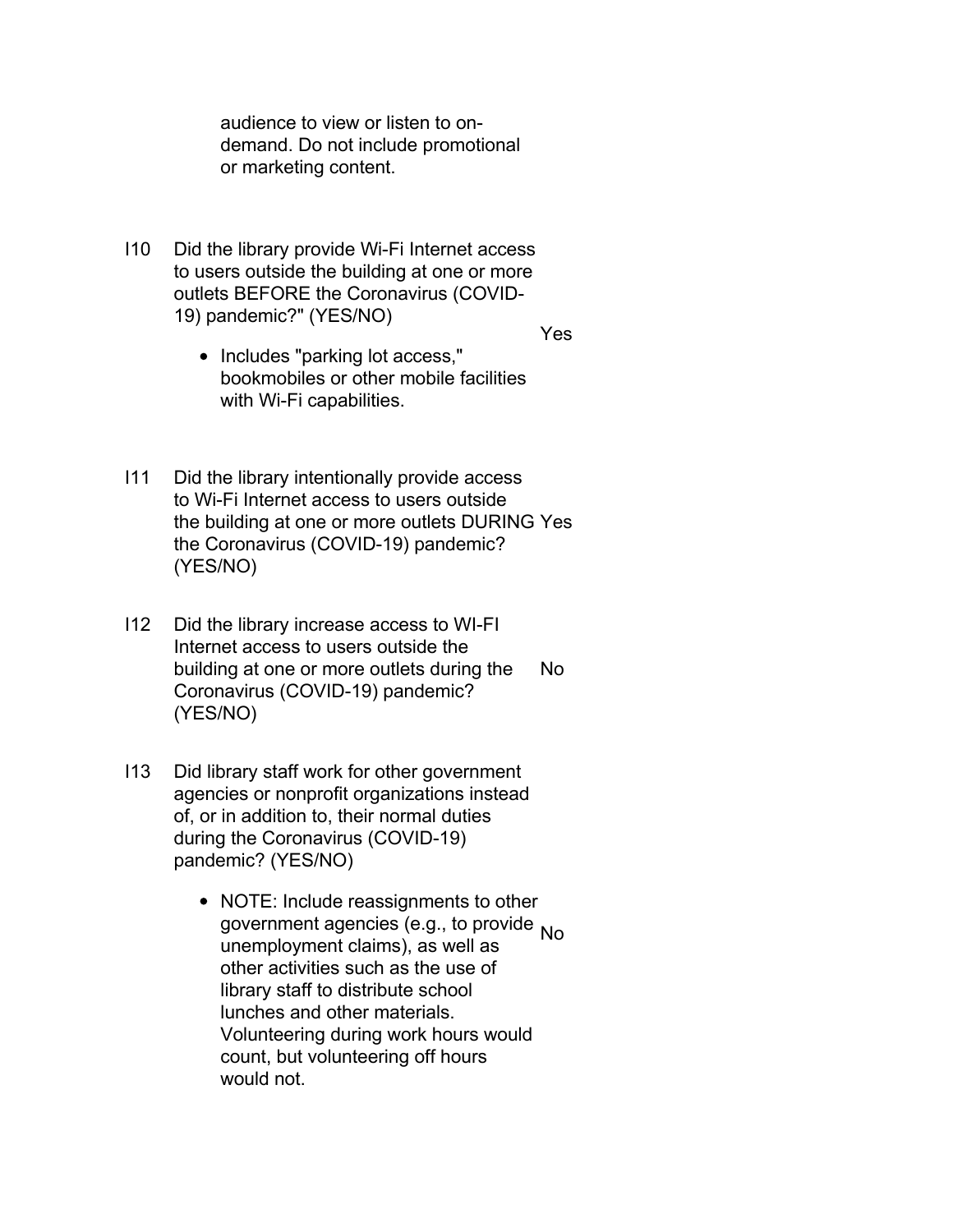audience to view or listen to on-demand. Do not include promotional or marketing content.

| | | |
|---|---|---|
| I10 | Did the library provide Wi-Fi Internet access to users outside the building at one or more outlets BEFORE the Coronavirus (COVID-19) pandemic?" (YES/NO)<br><br>• Includes "parking lot access," bookmobiles or other mobile facilities with Wi-Fi capabilities. | Yes |
| I11 | Did the library intentionally provide access to Wi-Fi Internet access to users outside the building at one or more outlets DURING the Coronavirus (COVID-19) pandemic? (YES/NO) | Yes |
| I12 | Did the library increase access to WI-FI Internet access to users outside the building at one or more outlets during the Coronavirus (COVID-19) pandemic? (YES/NO) | No |
| I13 | Did library staff work for other government agencies or nonprofit organizations instead of, or in addition to, their normal duties during the Coronavirus (COVID-19) pandemic? (YES/NO)<br><br>• NOTE: Include reassignments to other government agencies (e.g., to provide unemployment claims), as well as other activities such as the use of library staff to distribute school lunches and other materials. Volunteering during work hours would count, but volunteering off hours would not. | No |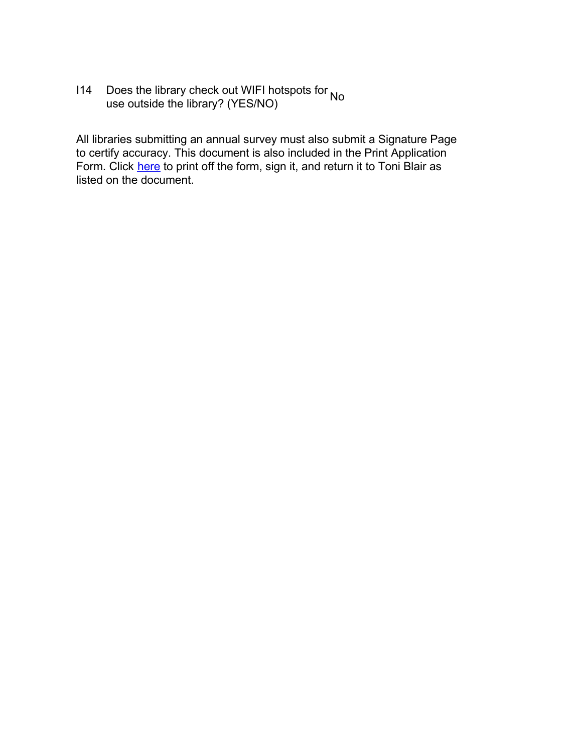| | | |
|---|---|---|
| I14 | Does the library check out WIFI hotspots for use outside the library? (YES/NO) | No |

All libraries submitting an annual survey must also submit a Signature Page to certify accuracy. This document is also included in the Print Application Form. Click here to print off the form, sign it, and return it to Toni Blair as listed on the document.